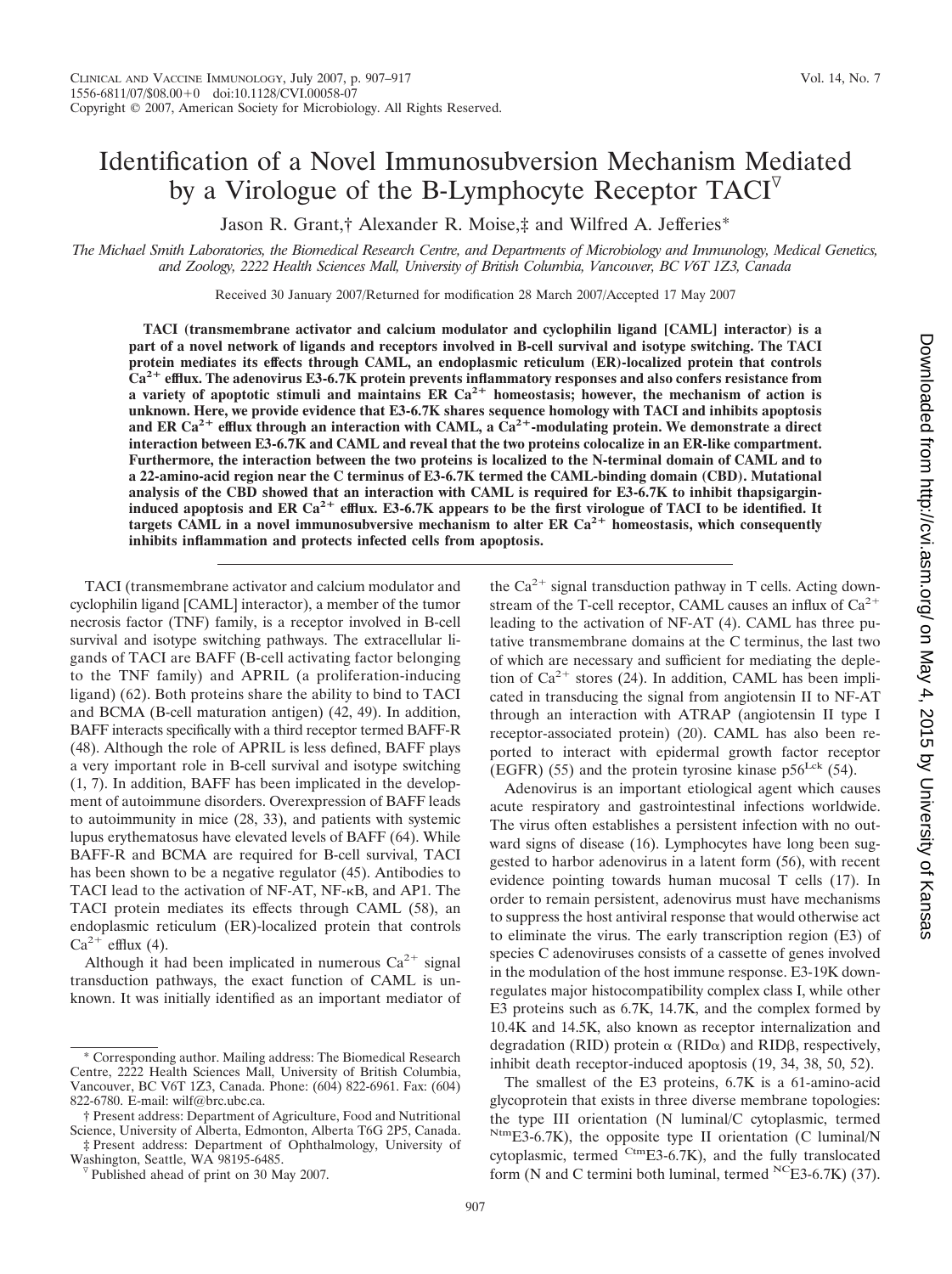# Identification of a Novel Immunosubversion Mechanism Mediated by a Virologue of the B-Lymphocyte Receptor TACI

Jason R. Grant,† Alexander R. Moise,‡ and Wilfred A. Jefferies*

*The Michael Smith Laboratories, the Biomedical Research Centre, and Departments of Microbiology and Immunology, Medical Genetics, and Zoology, 2222 Health Sciences Mall, University of British Columbia, Vancouver, BC V6T 1Z3, Canada*

Received 30 January 2007/Returned for modification 28 March 2007/Accepted 17 May 2007

**TACI (transmembrane activator and calcium modulator and cyclophilin ligand [CAML] interactor) is a part of a novel network of ligands and receptors involved in B-cell survival and isotype switching. The TACI protein mediates its effects through CAML, an endoplasmic reticulum (ER)-localized protein that controls $Ca^{2+}$ efflux. The adenovirus E3-6.7K protein prevents inflammatory responses and also confers resistance from a variety of apoptotic stimuli and maintains ER $Ca^{2+}$ homeostasis; however, the mechanism of action is unknown. Here, we provide evidence that E3-6.7K shares sequence homology with TACI and inhibits apoptosis and ER $Ca^{2+}$ efflux through an interaction with CAML, a $Ca^{2+}$-modulating protein. We demonstrate a direct interaction between E3-6.7K and CAML and reveal that the two proteins colocalize in an ER-like compartment. Furthermore, the interaction between the two proteins is localized to the N-terminal domain of CAML and to a 22-amino-acid region near the C terminus of E3-6.7K termed the CAML-binding domain (CBD). Mutational analysis of the CBD showed that an interaction with CAML is required for E3-6.7K to inhibit thapsigargin-induced apoptosis and ER $Ca^{2+}$ efflux. E3-6.7K appears to be the first virologue of TACI to be identified. It targets CAML in a novel immunosubversive mechanism to alter ER $Ca^{2+}$ homeostasis, which consequently inhibits inflammation and protects infected cells from apoptosis.**

TACI (transmembrane activator and calcium modulator and cyclophilin ligand [CAML] interactor), a member of the tumor necrosis factor (TNF) family, is a receptor involved in B-cell survival and isotype switching pathways. The extracellular ligands of TACI are BAFF (B-cell activating factor belonging to the TNF family) and APRIL (a proliferation-inducing ligand) (62). Both proteins share the ability to bind to TACI and BCMA (B-cell maturation antigen) (42, 49). In addition, BAFF interacts specifically with a third receptor termed BAFF-R (48). Although the role of APRIL is less defined, BAFF plays a very important role in B-cell survival and isotype switching (1, 7). In addition, BAFF has been implicated in the development of autoimmune disorders. Overexpression of BAFF leads to autoimmunity in mice (28, 33), and patients with systemic lupus erythematosus have elevated levels of BAFF (64). While BAFF-R and BCMA are required for B-cell survival, TACI has been shown to be a negative regulator (45). Antibodies to TACI lead to the activation of NF-AT, NF-κB, and AP1. The TACI protein mediates its effects through CAML (58), an endoplasmic reticulum (ER)-localized protein that controls $Ca^{2+}$ efflux (4).

Although it had been implicated in numerous $Ca^{2+}$ signal transduction pathways, the exact function of CAML is unknown. It was initially identified as an important mediator of the $Ca^{2+}$ signal transduction pathway in T cells. Acting downstream of the T-cell receptor, CAML causes an influx of $Ca^{2+}$ leading to the activation of NF-AT (4). CAML has three putative transmembrane domains at the C terminus, the last two of which are necessary and sufficient for mediating the depletion of $Ca^{2+}$ stores (24). In addition, CAML has been implicated in transducing the signal from angiotensin II to NF-AT through an interaction with ATRAP (angiotensin II type I receptor-associated protein) (20). CAML has also been reported to interact with epidermal growth factor receptor (EGFR) (55) and the protein tyrosine kinase $p56^{Lck}$ (54).

Adenovirus is an important etiological agent which causes acute respiratory and gastrointestinal infections worldwide. The virus often establishes a persistent infection with no outward signs of disease (16). Lymphocytes have long been suggested to harbor adenovirus in a latent form (56), with recent evidence pointing towards human mucosal T cells (17). In order to remain persistent, adenovirus must have mechanisms to suppress the host antiviral response that would otherwise act to eliminate the virus. The early transcription region (E3) of species C adenoviruses consists of a cassette of genes involved in the modulation of the host immune response. E3-19K downregulates major histocompatibility complex class I, while other E3 proteins such as 6.7K, 14.7K, and the complex formed by 10.4K and 14.5K, also known as receptor internalization and degradation (RID) protein α (RIDα) and RIDβ, respectively, inhibit death receptor-induced apoptosis (19, 34, 38, 50, 52).

The smallest of the E3 proteins, 6.7K is a 61-amino-acid glycoprotein that exists in three diverse membrane topologies: the type III orientation (N luminal/C cytoplasmic, termed $^{Ntm}$E3-6.7K), the opposite type II orientation (C luminal/N cytoplasmic, termed $^{Ctm}$E3-6.7K), and the fully translocated form (N and C termini both luminal, termed $^{NC}$E3-6.7K) (37).

---

* Corresponding author. Mailing address: The Biomedical Research Centre, 2222 Health Sciences Mall, University of British Columbia, Vancouver, BC V6T 1Z3, Canada. Phone: (604) 822-6961. Fax: (604) 822-6780. E-mail: wilf@brc.ubc.ca.

† Present address: Department of Agriculture, Food and Nutritional Science, University of Alberta, Edmonton, Alberta T6G 2P5, Canada.

‡ Present address: Department of Ophthalmology, University of Washington, Seattle, WA 98195-6485.

▽ Published ahead of print on 30 May 2007.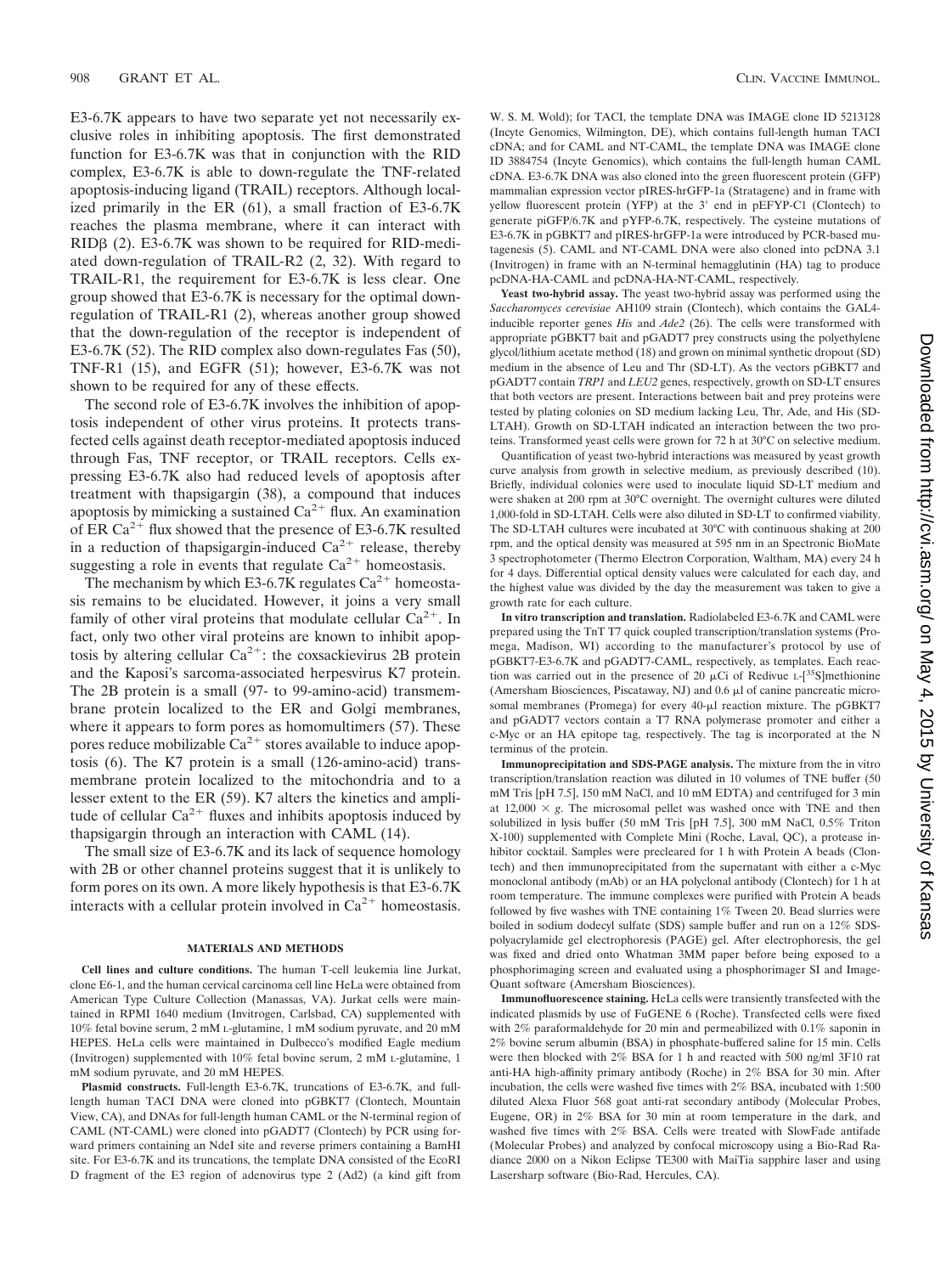E3-6.7K appears to have two separate yet not necessarily exclusive roles in inhibiting apoptosis. The first demonstrated function for E3-6.7K was that in conjunction with the RID complex, E3-6.7K is able to down-regulate the TNF-related apoptosis-inducing ligand (TRAIL) receptors. Although localized primarily in the ER (61), a small fraction of E3-6.7K reaches the plasma membrane, where it can interact with RIDβ (2). E3-6.7K was shown to be required for RID-mediated down-regulation of TRAIL-R2 (2, 32). With regard to TRAIL-R1, the requirement for E3-6.7K is less clear. One group showed that E3-6.7K is necessary for the optimal down-regulation of TRAIL-R1 (2), whereas another group showed that the down-regulation of the receptor is independent of E3-6.7K (52). The RID complex also down-regulates Fas (50), TNF-R1 (15), and EGFR (51); however, E3-6.7K was not shown to be required for any of these effects.

The second role of E3-6.7K involves the inhibition of apoptosis independent of other virus proteins. It protects transfected cells against death receptor-mediated apoptosis induced through Fas, TNF receptor, or TRAIL receptors. Cells expressing E3-6.7K also had reduced levels of apoptosis after treatment with thapsigargin (38), a compound that induces apoptosis by mimicking a sustained $Ca^{2+}$ flux. An examination of ER $Ca^{2+}$ flux showed that the presence of E3-6.7K resulted in a reduction of thapsigargin-induced $Ca^{2+}$ release, thereby suggesting a role in events that regulate $Ca^{2+}$ homeostasis.

The mechanism by which E3-6.7K regulates $Ca^{2+}$ homeostasis remains to be elucidated. However, it joins a very small family of other viral proteins that modulate cellular $Ca^{2+}$. In fact, only two other viral proteins are known to inhibit apoptosis by altering cellular $Ca^{2+}$: the coxsackievirus 2B protein and the Kaposi's sarcoma-associated herpesvirus K7 protein. The 2B protein is a small (97- to 99-amino-acid) transmembrane protein localized to the ER and Golgi membranes, where it appears to form pores as homomultimers (57). These pores reduce mobilizable $Ca^{2+}$ stores available to induce apoptosis (6). The K7 protein is a small (126-amino-acid) transmembrane protein localized to the mitochondria and to a lesser extent to the ER (59). K7 alters the kinetics and amplitude of cellular $Ca^{2+}$ fluxes and inhibits apoptosis induced by thapsigargin through an interaction with CAML (14).

The small size of E3-6.7K and its lack of sequence homology with 2B or other channel proteins suggest that it is unlikely to form pores on its own. A more likely hypothesis is that E3-6.7K interacts with a cellular protein involved in $Ca^{2+}$ homeostasis.

## MATERIALS AND METHODS

**Cell lines and culture conditions.** The human T-cell leukemia line Jurkat, clone E6-1, and the human cervical carcinoma cell line HeLa were obtained from American Type Culture Collection (Manassas, VA). Jurkat cells were maintained in RPMI 1640 medium (Invitrogen, Carlsbad, CA) supplemented with 10% fetal bovine serum, 2 mM L-glutamine, 1 mM sodium pyruvate, and 20 mM HEPES. HeLa cells were maintained in Dulbecco's modified Eagle medium (Invitrogen) supplemented with 10% fetal bovine serum, 2 mM L-glutamine, 1 mM sodium pyruvate, and 20 mM HEPES.

**Plasmid constructs.** Full-length E3-6.7K, truncations of E3-6.7K, and full-length human TACI DNA were cloned into pGBKT7 (Clontech, Mountain View, CA), and DNAs for full-length human CAML or the N-terminal region of CAML (NT-CAML) were cloned into pGADT7 (Clontech) by PCR using forward primers containing an NdeI site and reverse primers containing a BamHI site. For E3-6.7K and its truncations, the template DNA consisted of the EcoRI D fragment of the E3 region of adenovirus type 2 (Ad2) (a kind gift from W. S. M. Wold); for TACI, the template DNA was IMAGE clone ID 5213128 (Incyte Genomics, Wilmington, DE), which contains full-length human TACI cDNA; and for CAML and NT-CAML, the template DNA was IMAGE clone ID 3884754 (Incyte Genomics), which contains the full-length human CAML cDNA. E3-6.7K DNA was also cloned into the green fluorescent protein (GFP) mammalian expression vector pIRES-hrGFP-1a (Stratagene) and in frame with yellow fluorescent protein (YFP) at the 3′ end in pEFYP-C1 (Clontech) to generate piGFP/6.7K and pYFP-6.7K, respectively. The cysteine mutations of E3-6.7K in pGBKT7 and pIRES-hrGFP-1a were introduced by PCR-based mutagenesis (5). CAML and NT-CAML DNA were also cloned into pcDNA 3.1 (Invitrogen) in frame with an N-terminal hemagglutinin (HA) tag to produce pcDNA-HA-CAML and pcDNA-HA-NT-CAML, respectively.

**Yeast two-hybrid assay.** The yeast two-hybrid assay was performed using the *Saccharomyces cerevisiae* AH109 strain (Clontech), which contains the GAL4-inducible reporter genes *His* and *Ade2* (26). The cells were transformed with appropriate pGBKT7 bait and pGADT7 prey constructs using the polyethylene glycol/lithium acetate method (18) and grown on minimal synthetic dropout (SD) medium in the absence of Leu and Thr (SD-LT). As the vectors pGBKT7 and pGADT7 contain *TRP1* and *LEU2* genes, respectively, growth on SD-LT ensures that both vectors are present. Interactions between bait and prey proteins were tested by plating colonies on SD medium lacking Leu, Thr, Ade, and His (SD-LTAH). Growth on SD-LTAH indicated an interaction between the two proteins. Transformed yeast cells were grown for 72 h at 30°C on selective medium.

Quantification of yeast two-hybrid interactions was measured by yeast growth curve analysis from growth in selective medium, as previously described (10). Briefly, individual colonies were used to inoculate liquid SD-LT medium and were shaken at 200 rpm at 30°C overnight. The overnight cultures were diluted 1,000-fold in SD-LTAH. Cells were also diluted in SD-LT to confirmed viability. The SD-LTAH cultures were incubated at 30°C with continuous shaking at 200 rpm, and the optical density was measured at 595 nm in an Spectronic BioMate 3 spectrophotometer (Thermo Electron Corporation, Waltham, MA) every 24 h for 4 days. Differential optical density values were calculated for each day, and the highest value was divided by the day the measurement was taken to give a growth rate for each culture.

**In vitro transcription and translation.** Radiolabeled E3-6.7K and CAML were prepared using the TnT T7 quick coupled transcription/translation systems (Promega, Madison, WI) according to the manufacturer's protocol by use of pGBKT7-E3-6.7K and pGADT7-CAML, respectively, as templates. Each reaction was carried out in the presence of 20 μCi of Redivue L-[$^{35}$S]methionine (Amersham Biosciences, Piscataway, NJ) and 0.6 μl of canine pancreatic microsomal membranes (Promega) for every 40-μl reaction mixture. The pGBKT7 and pGADT7 vectors contain a T7 RNA polymerase promoter and either a c-Myc or an HA epitope tag, respectively. The tag is incorporated at the N terminus of the protein.

**Immunoprecipitation and SDS-PAGE analysis.** The mixture from the in vitro transcription/translation reaction was diluted in 10 volumes of TNE buffer (50 mM Tris [pH 7.5], 150 mM NaCl, and 10 mM EDTA) and centrifuged for 3 min at 12,000 × *g*. The microsomal pellet was washed once with TNE and then solubilized in lysis buffer (50 mM Tris [pH 7.5], 300 mM NaCl, 0.5% Triton X-100) supplemented with Complete Mini (Roche, Laval, QC), a protease inhibitor cocktail. Samples were precleared for 1 h with Protein A beads (Clontech) and then immunoprecipitated from the supernatant with either a c-Myc monoclonal antibody (mAb) or an HA polyclonal antibody (Clontech) for 1 h at room temperature. The immune complexes were purified with Protein A beads followed by five washes with TNE containing 1% Tween 20. Bead slurries were boiled in sodium dodecyl sulfate (SDS) sample buffer and run on a 12% SDS-polyacrylamide gel electrophoresis (PAGE) gel. After electrophoresis, the gel was fixed and dried onto Whatman 3MM paper before being exposed to a phosphorimaging screen and evaluated using a phosphorimager SI and ImageQuant software (Amersham Biosciences).

**Immunofluorescence staining.** HeLa cells were transiently transfected with the indicated plasmids by use of FuGENE 6 (Roche). Transfected cells were fixed with 2% paraformaldehyde for 20 min and permeabilized with 0.1% saponin in 2% bovine serum albumin (BSA) in phosphate-buffered saline for 15 min. Cells were then blocked with 2% BSA for 1 h and reacted with 500 ng/ml 3F10 rat anti-HA high-affinity primary antibody (Roche) in 2% BSA for 30 min. After incubation, the cells were washed five times with 2% BSA, incubated with 1:500 diluted Alexa Fluor 568 goat anti-rat secondary antibody (Molecular Probes, Eugene, OR) in 2% BSA for 30 min at room temperature in the dark, and washed five times with 2% BSA. Cells were treated with SlowFade antifade (Molecular Probes) and analyzed by confocal microscopy using a Bio-Rad Radiance 2000 on a Nikon Eclipse TE300 with MaiTia sapphire laser and using Lasersharp software (Bio-Rad, Hercules, CA).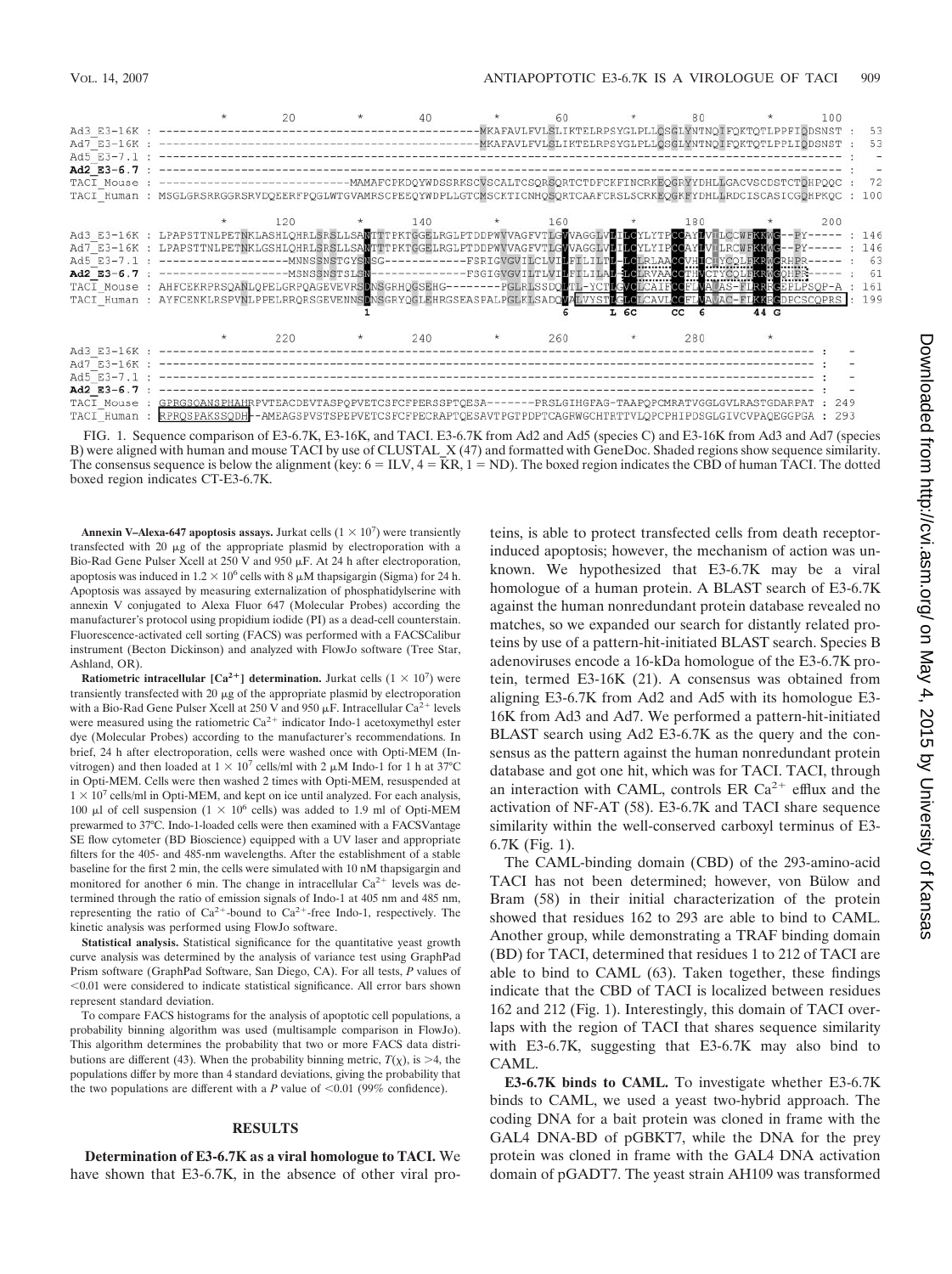```
                    *        20         *        40         *        60         *        80         *       100
Ad3_E3-16K : ---------------------------------------------------MKAFAVLFVLSLIKTELRPSYGLPLLQSGLYNTNQIFQKTQTLPPFIQDSNST :  53
Ad7_E3-16K : ---------------------------------------------------MKAFAVLFVLSLIKTELRPSYGLPLLQSGLYNTNQIFQKTQTLPPLIQDSNST :  53
Ad5_E3-7.1 : ----------------------------------------------------------------------------------------------------- :   -
Ad2_E3-6.7 : ----------------------------------------------------------------------------------------------------- :   -
TACI_Mouse : ----------------------------MAMAFCPKDQYWDSSRKSCVSCALTCSQRSQRTCTDFCKFINCRKEQGRYYDHLLGACVSCDSTCTQHPQQC :  72
TACI_Human : MSGLGRSRRGGRSRVDQEERFPQGLWTGVAMRSCPEEQYWDPLLGTCMSCKTICNHQSQRTCAAFCRSLSCRKEQGKFYDHLLRDCISCASICGQHPKQC : 100

                    *       120         *       140         *       160         *       180         *       200
Ad3_E3-16K : LPAPSTTNLPETNKLASHLQHRLSRSLLSANTTTPKTGGELRGLPTDDPWVVAGFVTLGVVAGGLVLILCYLYTPCCAYLVILCCWFKKWG--PY----- : 146
Ad7_E3-16K : LPAPSTTNLPETNKLGSHLQHRLSRSLLSANTTTPKTGGELRGLPTDDPWVVAGFVTLGVVAGGLVLILCYLYIPCCAYLVILRCWFKKWG--PY----- : 146
Ad5_E3-7.1 : -------------------MNNSSNSTGYSNSG------------FSRIGVGVILCLVILFILILTLLCLRLAACCVHICIYCQLFKRWGRHPR----- :  63
Ad2_E3-6.7 : -------------------MSNSSNSTSLSN--------------FSGIGVGVILTLVILFILILALLCLRVAACCTHVCTYCQLFKRWGQHPR----- :  61
TACI_Mouse : AHFCEKRPRSQANLQPELGRPQAGEVEVRSDNSGRHQGSEHG--------PGLRLSSDQLTIL-YCTLGVCLCAIFCCFLVAVAS-FIRRRGEPLPSQP-A : 161
TACI_Human : AYFCENKLRSPVNLPPELRRQRSGEVENNSDNSGRYQGLEHRGSEASPALPGLKLSADQVALVYSTLGLCLCAVLCCFLVAVAC-FLKKRGDPCSCQPRS : 199
                                              1                                 6        L 6C      CC  6         44 G

                    *       220         *       240         *       260         *       280         *
Ad3_E3-16K : ---------------------------------------------------------------------------------------------- :   -
Ad7_E3-16K : ---------------------------------------------------------------------------------------------- :   -
Ad5_E3-7.1 : ---------------------------------------------------------------------------------------------- :   -
Ad2_E3-6.7 : ---------------------------------------------------------------------------------------------- :   -
TACI_Mouse : GPRGSQANSPHAHRPVTEACDEVTASPQPVETCSFCFPERSSPTQESA-------PRSLGIHGFAG-TAAPQPCMRATVGGLGVLRASTGDARPAT : 249
TACI_Human : RPRQSPAKSSQDH--AMEAGSPVSTSPEPVETCSFCFPECRAPTQESAVTPGTPDPTCAGRWGCHTRTTVLQPCPHIPDSGLGIVCVPAQEGGPGA : 293
```

FIG. 1. Sequence comparison of E3-6.7K, E3-16K, and TACI. E3-6.7K from Ad2 and Ad5 (species C) and E3-16K from Ad3 and Ad7 (species B) were aligned with human and mouse TACI by use of CLUSTAL_X (47) and formatted with GeneDoc. Shaded regions show sequence similarity. The consensus sequence is below the alignment (key: 6 = ILV, 4 = KR, 1 = ND). The boxed region indicates the CBD of human TACI. The dotted boxed region indicates CT-E3-6.7K.

**Annexin V–Alexa-647 apoptosis assays.** Jurkat cells ($1 \times 10^7$) were transiently transfected with 20 μg of the appropriate plasmid by electroporation with a Bio-Rad Gene Pulser Xcell at 250 V and 950 μF. At 24 h after electroporation, apoptosis was induced in $1.2 \times 10^6$ cells with 8 μM thapsigargin (Sigma) for 24 h. Apoptosis was assayed by measuring externalization of phosphatidylserine with annexin V conjugated to Alexa Fluor 647 (Molecular Probes) according the manufacturer's protocol using propidium iodide (PI) as a dead-cell counterstain. Fluorescence-activated cell sorting (FACS) was performed with a FACSCalibur instrument (Becton Dickinson) and analyzed with FlowJo software (Tree Star, Ashland, OR).

**Ratiometric intracellular [$Ca^{2+}$] determination.** Jurkat cells ($1 \times 10^7$) were transiently transfected with 20 μg of the appropriate plasmid by electroporation with a Bio-Rad Gene Pulser Xcell at 250 V and 950 μF. Intracellular $Ca^{2+}$ levels were measured using the ratiometric $Ca^{2+}$ indicator Indo-1 acetoxymethyl ester dye (Molecular Probes) according to the manufacturer's recommendations. In brief, 24 h after electroporation, cells were washed once with Opti-MEM (Invitrogen) and then loaded at $1 \times 10^7$ cells/ml with 2 μM Indo-1 for 1 h at 37°C in Opti-MEM. Cells were then washed 2 times with Opti-MEM, resuspended at $1 \times 10^7$ cells/ml in Opti-MEM, and kept on ice until analyzed. For each analysis, 100 μl of cell suspension ($1 \times 10^6$ cells) was added to 1.9 ml of Opti-MEM prewarmed to 37°C. Indo-1-loaded cells were then examined with a FACSVantage SE flow cytometer (BD Bioscience) equipped with a UV laser and appropriate filters for the 405- and 485-nm wavelengths. After the establishment of a stable baseline for the first 2 min, the cells were simulated with 10 nM thapsigargin and monitored for another 6 min. The change in intracellular $Ca^{2+}$ levels was determined through the ratio of emission signals of Indo-1 at 405 nm and 485 nm, representing the ratio of $Ca^{2+}$-bound to $Ca^{2+}$-free Indo-1, respectively. The kinetic analysis was performed using FlowJo software.

**Statistical analysis.** Statistical significance for the quantitative yeast growth curve analysis was determined by the analysis of variance test using GraphPad Prism software (GraphPad Software, San Diego, CA). For all tests, $P$ values of $<0.01$ were considered to indicate statistical significance. All error bars shown represent standard deviation.

To compare FACS histograms for the analysis of apoptotic cell populations, a probability binning algorithm was used (multisample comparison in FlowJo). This algorithm determines the probability that two or more FACS data distributions are different (43). When the probability binning metric, $T(\chi)$, is $>4$, the populations differ by more than 4 standard deviations, giving the probability that the two populations are different with a $P$ value of $<0.01$ (99% confidence).

## RESULTS

**Determination of E3-6.7K as a viral homologue to TACI.** We have shown that E3-6.7K, in the absence of other viral proteins, is able to protect transfected cells from death receptor-induced apoptosis; however, the mechanism of action was unknown. We hypothesized that E3-6.7K may be a viral homologue of a human protein. A BLAST search of E3-6.7K against the human nonredundant protein database revealed no matches, so we expanded our search for distantly related proteins by use of a pattern-hit-initiated BLAST search. Species B adenoviruses encode a 16-kDa homologue of the E3-6.7K protein, termed E3-16K (21). A consensus was obtained from aligning E3-6.7K from Ad2 and Ad5 with its homologue E3-16K from Ad3 and Ad7. We performed a pattern-hit-initiated BLAST search using Ad2 E3-6.7K as the query and the consensus as the pattern against the human nonredundant protein database and got one hit, which was for TACI. TACI, through an interaction with CAML, controls ER $Ca^{2+}$ efflux and the activation of NF-AT (58). E3-6.7K and TACI share sequence similarity within the well-conserved carboxyl terminus of E3-6.7K (Fig. 1).

The CAML-binding domain (CBD) of the 293-amino-acid TACI has not been determined; however, von Bülow and Bram (58) in their initial characterization of the protein showed that residues 162 to 293 are able to bind to CAML. Another group, while demonstrating a TRAF binding domain (BD) for TACI, determined that residues 1 to 212 of TACI are able to bind to CAML (63). Taken together, these findings indicate that the CBD of TACI is localized between residues 162 and 212 (Fig. 1). Interestingly, this domain of TACI overlaps with the region of TACI that shares sequence similarity with E3-6.7K, suggesting that E3-6.7K may also bind to CAML.

**E3-6.7K binds to CAML.** To investigate whether E3-6.7K binds to CAML, we used a yeast two-hybrid approach. The coding DNA for a bait protein was cloned in frame with the GAL4 DNA-BD of pGBKT7, while the DNA for the prey protein was cloned in frame with the GAL4 DNA activation domain of pGADT7. The yeast strain AH109 was transformed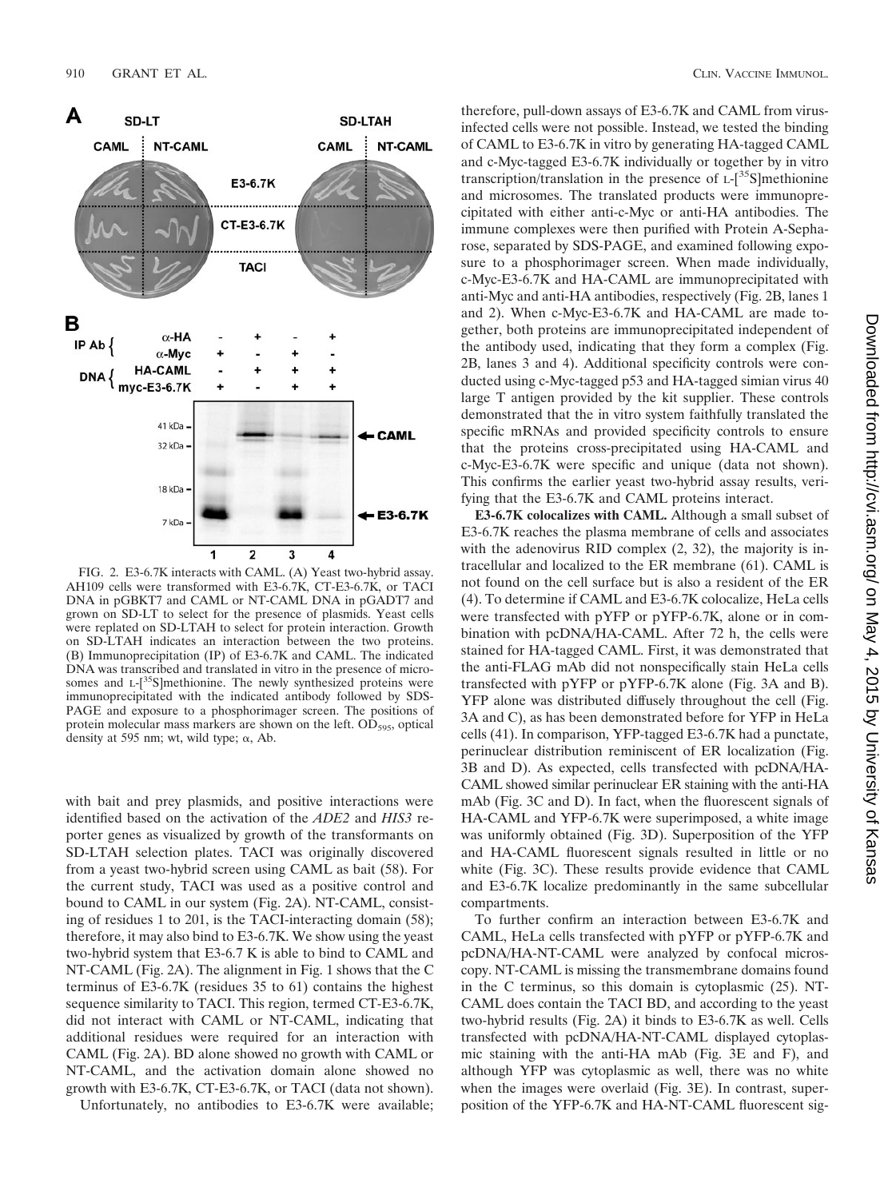FIG. 2. E3-6.7K interacts with CAML. (A) Yeast two-hybrid assay. AH109 cells were transformed with E3-6.7K, CT-E3-6.7K, or TACI DNA in pGBKT7 and CAML or NT-CAML DNA in pGADT7 and grown on SD-LT to select for the presence of plasmids. Yeast cells were replated on SD-LTAH to select for protein interaction. Growth on SD-LTAH indicates an interaction between the two proteins. (B) Immunoprecipitation (IP) of E3-6.7K and CAML. The indicated DNA was transcribed and translated in vitro in the presence of microsomes and L-[$^{35}$S]methionine. The newly synthesized proteins were immunoprecipitated with the indicated antibody followed by SDS-PAGE and exposure to a phosphorimager screen. The positions of protein molecular mass markers are shown on the left. $OD_{595}$, optical density at 595 nm; wt, wild type; α, Ab.

with bait and prey plasmids, and positive interactions were identified based on the activation of the *ADE2* and *HIS3* reporter genes as visualized by growth of the transformants on SD-LTAH selection plates. TACI was originally discovered from a yeast two-hybrid screen using CAML as bait (58). For the current study, TACI was used as a positive control and bound to CAML in our system (Fig. 2A). NT-CAML, consisting of residues 1 to 201, is the TACI-interacting domain (58); therefore, it may also bind to E3-6.7K. We show using the yeast two-hybrid system that E3-6.7 K is able to bind to CAML and NT-CAML (Fig. 2A). The alignment in Fig. 1 shows that the C terminus of E3-6.7K (residues 35 to 61) contains the highest sequence similarity to TACI. This region, termed CT-E3-6.7K, did not interact with CAML or NT-CAML, indicating that additional residues were required for an interaction with CAML (Fig. 2A). BD alone showed no growth with CAML or NT-CAML, and the activation domain alone showed no growth with E3-6.7K, CT-E3-6.7K, or TACI (data not shown).

Unfortunately, no antibodies to E3-6.7K were available; therefore, pull-down assays of E3-6.7K and CAML from virus-infected cells were not possible. Instead, we tested the binding of CAML to E3-6.7K in vitro by generating HA-tagged CAML and c-Myc-tagged E3-6.7K individually or together by in vitro transcription/translation in the presence of L-[$^{35}$S]methionine and microsomes. The translated products were immunoprecipitated with either anti-c-Myc or anti-HA antibodies. The immune complexes were then purified with Protein A-Sepharose, separated by SDS-PAGE, and examined following exposure to a phosphorimager screen. When made individually, c-Myc-E3-6.7K and HA-CAML are immunoprecipitated with anti-Myc and anti-HA antibodies, respectively (Fig. 2B, lanes 1 and 2). When c-Myc-E3-6.7K and HA-CAML are made together, both proteins are immunoprecipitated independent of the antibody used, indicating that they form a complex (Fig. 2B, lanes 3 and 4). Additional specificity controls were conducted using c-Myc-tagged p53 and HA-tagged simian virus 40 large T antigen provided by the kit supplier. These controls demonstrated that the in vitro system faithfully translated the specific mRNAs and provided specificity controls to ensure that the proteins cross-precipitated using HA-CAML and c-Myc-E3-6.7K were specific and unique (data not shown). This confirms the earlier yeast two-hybrid assay results, verifying that the E3-6.7K and CAML proteins interact.

**E3-6.7K colocalizes with CAML.** Although a small subset of E3-6.7K reaches the plasma membrane of cells and associates with the adenovirus RID complex (2, 32), the majority is intracellular and localized to the ER membrane (61). CAML is not found on the cell surface but is also a resident of the ER (4). To determine if CAML and E3-6.7K colocalize, HeLa cells were transfected with pYFP or pYFP-6.7K, alone or in combination with pcDNA/HA-CAML. After 72 h, the cells were stained for HA-tagged CAML. First, it was demonstrated that the anti-FLAG mAb did not nonspecifically stain HeLa cells transfected with pYFP or pYFP-6.7K alone (Fig. 3A and B). YFP alone was distributed diffusely throughout the cell (Fig. 3A and C), as has been demonstrated before for YFP in HeLa cells (41). In comparison, YFP-tagged E3-6.7K had a punctate, perinuclear distribution reminiscent of ER localization (Fig. 3B and D). As expected, cells transfected with pcDNA/HA-CAML showed similar perinuclear ER staining with the anti-HA mAb (Fig. 3C and D). In fact, when the fluorescent signals of HA-CAML and YFP-6.7K were superimposed, a white image was uniformly obtained (Fig. 3D). Superposition of the YFP and HA-CAML fluorescent signals resulted in little or no white (Fig. 3C). These results provide evidence that CAML and E3-6.7K localize predominantly in the same subcellular compartments.

To further confirm an interaction between E3-6.7K and CAML, HeLa cells transfected with pYFP or pYFP-6.7K and pcDNA/HA-NT-CAML were analyzed by confocal microscopy. NT-CAML is missing the transmembrane domains found in the C terminus, so this domain is cytoplasmic (25). NT-CAML does contain the TACI BD, and according to the yeast two-hybrid results (Fig. 2A) it binds to E3-6.7K as well. Cells transfected with pcDNA/HA-NT-CAML displayed cytoplasmic staining with the anti-HA mAb (Fig. 3E and F), and although YFP was cytoplasmic as well, there was no white when the images were overlaid (Fig. 3E). In contrast, superposition of the YFP-6.7K and HA-NT-CAML fluorescent sig-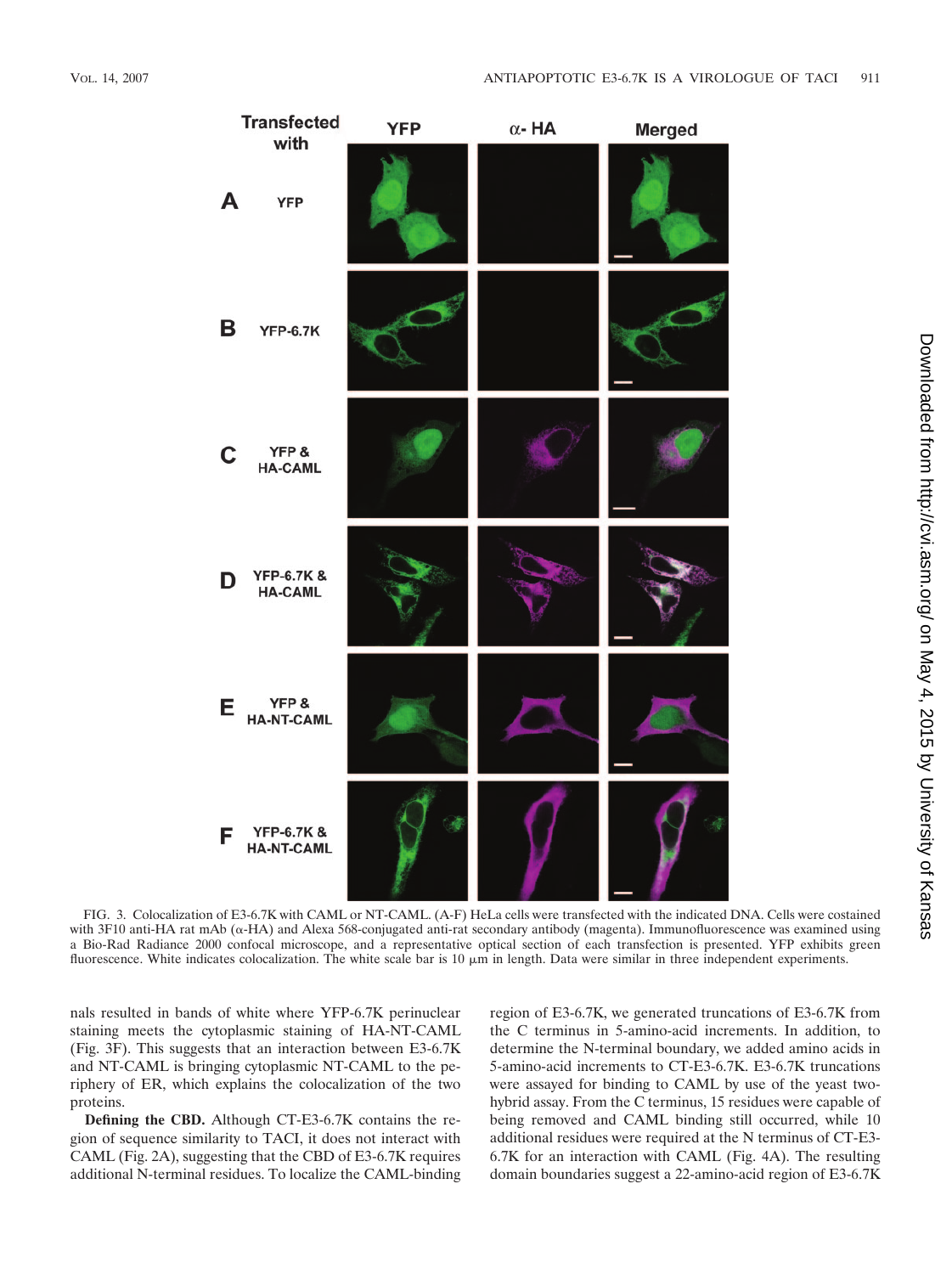FIG. 3. Colocalization of E3-6.7K with CAML or NT-CAML. (A-F) HeLa cells were transfected with the indicated DNA. Cells were costained with 3F10 anti-HA rat mAb (α-HA) and Alexa 568-conjugated anti-rat secondary antibody (magenta). Immunofluorescence was examined using a Bio-Rad Radiance 2000 confocal microscope, and a representative optical section of each transfection is presented. YFP exhibits green fluorescence. White indicates colocalization. The white scale bar is 10 μm in length. Data were similar in three independent experiments.

nals resulted in bands of white where YFP-6.7K perinuclear staining meets the cytoplasmic staining of HA-NT-CAML (Fig. 3F). This suggests that an interaction between E3-6.7K and NT-CAML is bringing cytoplasmic NT-CAML to the periphery of ER, which explains the colocalization of the two proteins.

**Defining the CBD.** Although CT-E3-6.7K contains the region of sequence similarity to TACI, it does not interact with CAML (Fig. 2A), suggesting that the CBD of E3-6.7K requires additional N-terminal residues. To localize the CAML-binding region of E3-6.7K, we generated truncations of E3-6.7K from the C terminus in 5-amino-acid increments. In addition, to determine the N-terminal boundary, we added amino acids in 5-amino-acid increments to CT-E3-6.7K. E3-6.7K truncations were assayed for binding to CAML by use of the yeast two-hybrid assay. From the C terminus, 15 residues were capable of being removed and CAML binding still occurred, while 10 additional residues were required at the N terminus of CT-E3-6.7K for an interaction with CAML (Fig. 4A). The resulting domain boundaries suggest a 22-amino-acid region of E3-6.7K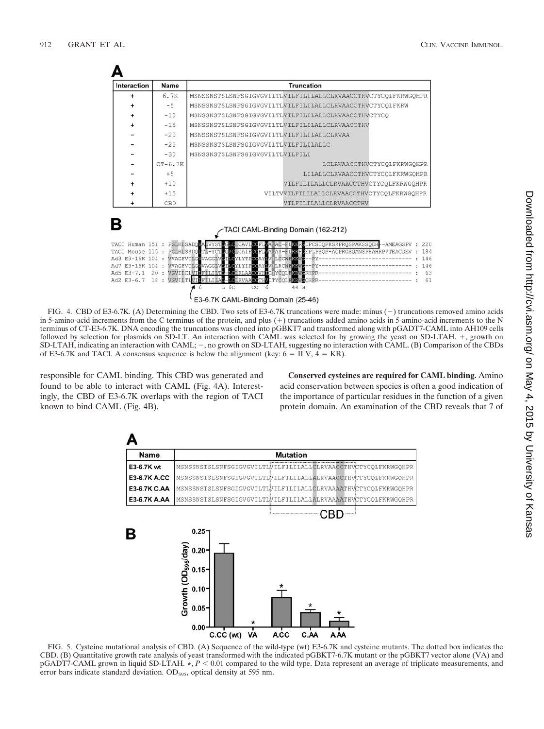**A**

| Interaction | Name | Truncation |
|---|---|---|
| + | 6.7K | MSNSSNSTSLSNFSGIGVGVILTLVILFILILALLCLRVAACCTHVCTYCQLFKRWGQHPR |
| + | -5 | MSNSSNSTSLSNFSGIGVGVILTLVILFILILALLCLRVAACCTHVCTYCQLFKRW |
| + | -10 | MSNSSNSTSLSNFSGIGVGVILTLVILFILILALLCLRVAACCTHVCTYCQ |
| + | -15 | MSNSSNSTSLSNFSGIGVGVILTLVILFILILALLCLRVAACCTHV |
| - | -20 | MSNSSNSTSLSNFSGIGVGVILTLVILFILILALLCLRVAA |
| - | -25 | MSNSSNSTSLSNFSGIGVGVILTLVILFILILALLC |
| - | -30 | MSNSSNSTSLSNFSGIGVGVILTLVILFILI |
| - | CT-6.7K | LCLRVAACCTHVCTYCQLFKRWGQHPR |
| - | +5 | LILALLCLRVAACCTHVCTYCQLFKRWGQHPR |
| + | +10 | VILFILILALLCLRVAACCTHVCTYCQLFKRWGQHPR |
| + | +15 | VILTVVILFILILALLCLRVAACCTHVCTYCQLFKRWGQHPR |
| + | CBD | VILFILILALLCLRVAACCTHV |

**B**

TACI CAML-Binding Domain (162-212)

```
TACI Human 151 : PGLKLSADQVALVYSTLGLCLCAVLCCFLVAVACFLKKRGDPCSCQPRSRPRQSPAKSSQDH--AMEAGSPV : 220
TACI Mouse 115 : PGLRLSSDQLTL-YCTLGVCLCAIFCCFLVALAS-FLRRRGEPLPSQP-AGFRGSQANSPHAHRPVTEACDEV : 184
Ad3 E3-16K 104 : VVAGFVTLGVVAGGLVLILCYLYTPCCAYLVILCCWFKKWG--PY--------------------------- : 146
Ad7 E3-16K 104 : VVAGFVTLGVVAGGLVLILCYLYIPCCAYLVVLRCWFKKWG--PY--------------------------- : 146
Ad5 E3-7.1  20 : VGVILCLVILFILLIIILLCLRLAACCVHICIYCQLFKRWGRHPR--------------------------- :  63
Ad2 E3-6.7  18 : VGVILTLVILFILILALLCLRVAACCTHVCTYCQLFKRWGQHPR---------------------------- :  61
                  6          L 6C     CC  6        44 G
```

E3-6.7K CAML-Binding Domain (25-46)

FIG. 4. CBD of E3-6.7K. (A) Determining the CBD. Two sets of E3-6.7K truncations were made: minus (−) truncations removed amino acids in 5-amino-acid increments from the C terminus of the protein, and plus (+) truncations added amino acids in 5-amino-acid increments to the N terminus of CT-E3-6.7K. DNA encoding the truncations was cloned into pGBKT7 and transformed along with pGADT7-CAML into AH109 cells followed by selection for plasmids on SD-LT. An interaction with CAML was selected for by growing the yeast on SD-LTAH. +, growth on SD-LTAH, indicating an interaction with CAML; −, no growth on SD-LTAH, suggesting no interaction with CAML. (B) Comparison of the CBDs of E3-6.7K and TACI. A consensus sequence is below the alignment (key: 6 = ILV, 4 = KR).

responsible for CAML binding. This CBD was generated and found to be able to interact with CAML (Fig. 4A). Interestingly, the CBD of E3-6.7K overlaps with the region of TACI known to bind CAML (Fig. 4B).

**Conserved cysteines are required for CAML binding.** Amino acid conservation between species is often a good indication of the importance of particular residues in the function of a given protein domain. An examination of the CBD reveals that 7 of

**A**

| Name | Mutation |
|---|---|
| E3-6.7K wt | MSNSSNSTSLSNFSGIGVGVILTLVILFILILALLCLRVAACCTHVCTYCQLFKRWGQHPR |
| E3-6.7K A.CC | MSNSSNSTSLSNFSGIGVGVILTLVILFILILALLALRVAACCTHVCTYCQLFKRWGQHPR |
| E3-6.7K C.AA | MSNSSNSTSLSNFSGIGVGVILTLVILFILILALLCLRVAAAATHVCTYCQLFKRWGQHPR |
| E3-6.7K A.AA | MSNSSNSTSLSNFSGIGVGVILTLVILFILILALLALRVAAAATHVCTYCQLFKRWGQHPR |

CBD

**B**

Growth ($OD_{595}$/day): C.CC (wt), VA*, A.CC*, C.AA*, A.AA*

FIG. 5. Cysteine mutational analysis of CBD. (A) Sequence of the wild-type (wt) E3-6.7K and cysteine mutants. The dotted box indicates the CBD. (B) Quantitative growth rate analysis of yeast transformed with the indicated pGBKT7-6.7K mutant or the pGBKT7 vector alone (VA) and pGADT7-CAML grown in liquid SD-LTAH. *, $P < 0.01$ compared to the wild type. Data represent an average of triplicate measurements, and error bars indicate standard deviation. $OD_{595}$, optical density at 595 nm.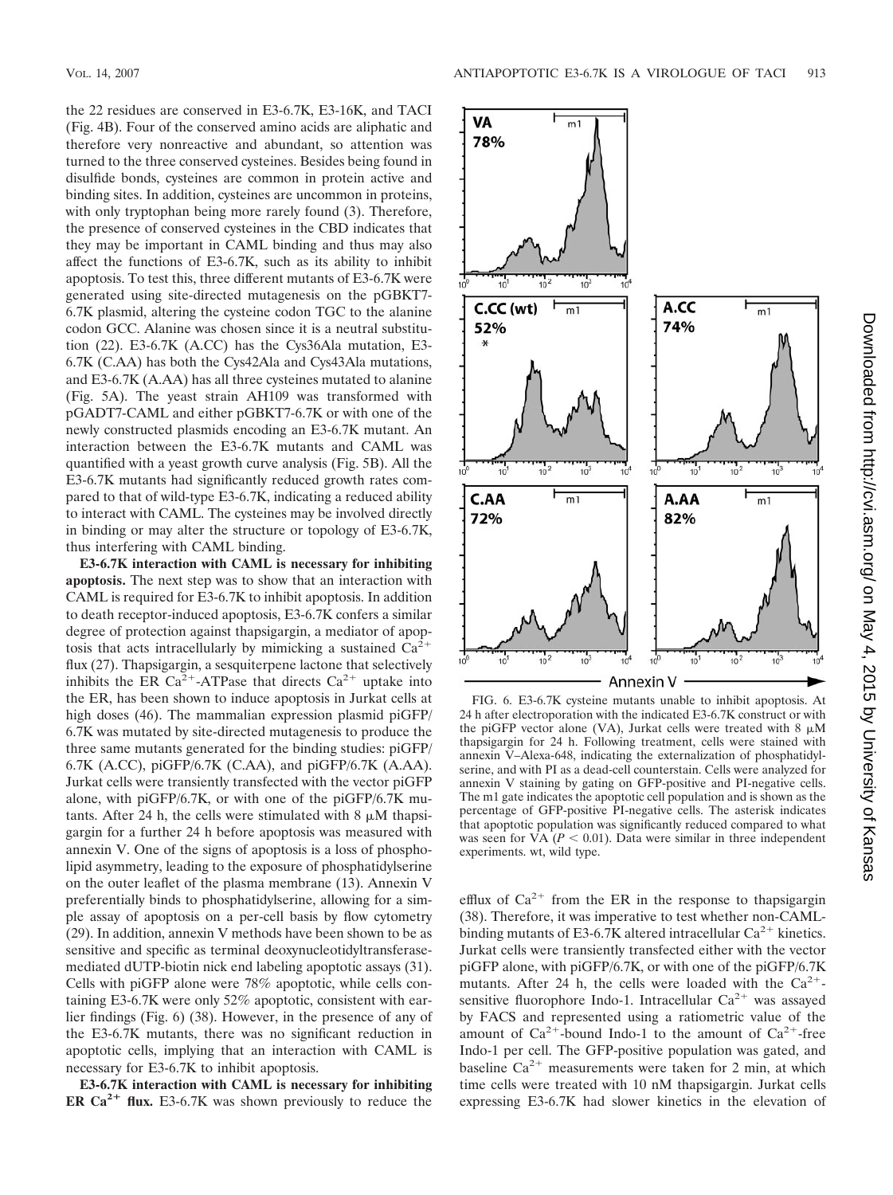the 22 residues are conserved in E3-6.7K, E3-16K, and TACI (Fig. 4B). Four of the conserved amino acids are aliphatic and therefore very nonreactive and abundant, so attention was turned to the three conserved cysteines. Besides being found in disulfide bonds, cysteines are common in protein active and binding sites. In addition, cysteines are uncommon in proteins, with only tryptophan being more rarely found (3). Therefore, the presence of conserved cysteines in the CBD indicates that they may be important in CAML binding and thus may also affect the functions of E3-6.7K, such as its ability to inhibit apoptosis. To test this, three different mutants of E3-6.7K were generated using site-directed mutagenesis on the pGBKT7-6.7K plasmid, altering the cysteine codon TGC to the alanine codon GCC. Alanine was chosen since it is a neutral substitution (22). E3-6.7K (A.CC) has the Cys36Ala mutation, E3-6.7K (C.AA) has both the Cys42Ala and Cys43Ala mutations, and E3-6.7K (A.AA) has all three cysteines mutated to alanine (Fig. 5A). The yeast strain AH109 was transformed with pGADT7-CAML and either pGBKT7-6.7K or with one of the newly constructed plasmids encoding an E3-6.7K mutant. An interaction between the E3-6.7K mutants and CAML was quantified with a yeast growth curve analysis (Fig. 5B). All the E3-6.7K mutants had significantly reduced growth rates compared to that of wild-type E3-6.7K, indicating a reduced ability to interact with CAML. The cysteines may be involved directly in binding or may alter the structure or topology of E3-6.7K, thus interfering with CAML binding.

**E3-6.7K interaction with CAML is necessary for inhibiting apoptosis.** The next step was to show that an interaction with CAML is required for E3-6.7K to inhibit apoptosis. In addition to death receptor-induced apoptosis, E3-6.7K confers a similar degree of protection against thapsigargin, a mediator of apoptosis that acts intracellularly by mimicking a sustained $Ca^{2+}$ flux (27). Thapsigargin, a sesquiterpene lactone that selectively inhibits the ER $Ca^{2+}$-ATPase that directs $Ca^{2+}$ uptake into the ER, has been shown to induce apoptosis in Jurkat cells at high doses (46). The mammalian expression plasmid piGFP/6.7K was mutated by site-directed mutagenesis to produce the three same mutants generated for the binding studies: piGFP/6.7K (A.CC), piGFP/6.7K (C.AA), and piGFP/6.7K (A.AA). Jurkat cells were transiently transfected with the vector piGFP alone, with piGFP/6.7K, or with one of the piGFP/6.7K mutants. After 24 h, the cells were stimulated with 8 μM thapsigargin for a further 24 h before apoptosis was measured with annexin V. One of the signs of apoptosis is a loss of phospholipid asymmetry, leading to the exposure of phosphatidylserine on the outer leaflet of the plasma membrane (13). Annexin V preferentially binds to phosphatidylserine, allowing for a simple assay of apoptosis on a per-cell basis by flow cytometry (29). In addition, annexin V methods have been shown to be as sensitive and specific as terminal deoxynucleotidyltransferase-mediated dUTP-biotin nick end labeling apoptotic assays (31). Cells with piGFP alone were 78% apoptotic, while cells containing E3-6.7K were only 52% apoptotic, consistent with earlier findings (Fig. 6) (38). However, in the presence of any of the E3-6.7K mutants, there was no significant reduction in apoptotic cells, implying that an interaction with CAML is necessary for E3-6.7K to inhibit apoptosis.

**E3-6.7K interaction with CAML is necessary for inhibiting ER $Ca^{2+}$ flux.** E3-6.7K was shown previously to reduce the efflux of $Ca^{2+}$ from the ER in the response to thapsigargin (38). Therefore, it was imperative to test whether non-CAML-binding mutants of E3-6.7K altered intracellular $Ca^{2+}$ kinetics. Jurkat cells were transiently transfected either with the vector piGFP alone, with piGFP/6.7K, or with one of the piGFP/6.7K mutants. After 24 h, the cells were loaded with the $Ca^{2+}$-sensitive fluorophore Indo-1. Intracellular $Ca^{2+}$ was assayed by FACS and represented using a ratiometric value of the amount of $Ca^{2+}$-bound Indo-1 to the amount of $Ca^{2+}$-free Indo-1 per cell. The GFP-positive population was gated, and baseline $Ca^{2+}$ measurements were taken for 2 min, at which time cells were treated with 10 nM thapsigargin. Jurkat cells expressing E3-6.7K had slower kinetics in the elevation of

FIG. 6. E3-6.7K cysteine mutants unable to inhibit apoptosis. At 24 h after electroporation with the indicated E3-6.7K construct or with the piGFP vector alone (VA), Jurkat cells were treated with 8 μM thapsigargin for 24 h. Following treatment, cells were stained with annexin V–Alexa-648, indicating the externalization of phosphatidylserine, and with PI as a dead-cell counterstain. Cells were analyzed for annexin V staining by gating on GFP-positive and PI-negative cells. The m1 gate indicates the apoptotic cell population and is shown as the percentage of GFP-positive PI-negative cells. The asterisk indicates that apoptotic population was significantly reduced compared to what was seen for VA ($P < 0.01$). Data were similar in three independent experiments. wt, wild type.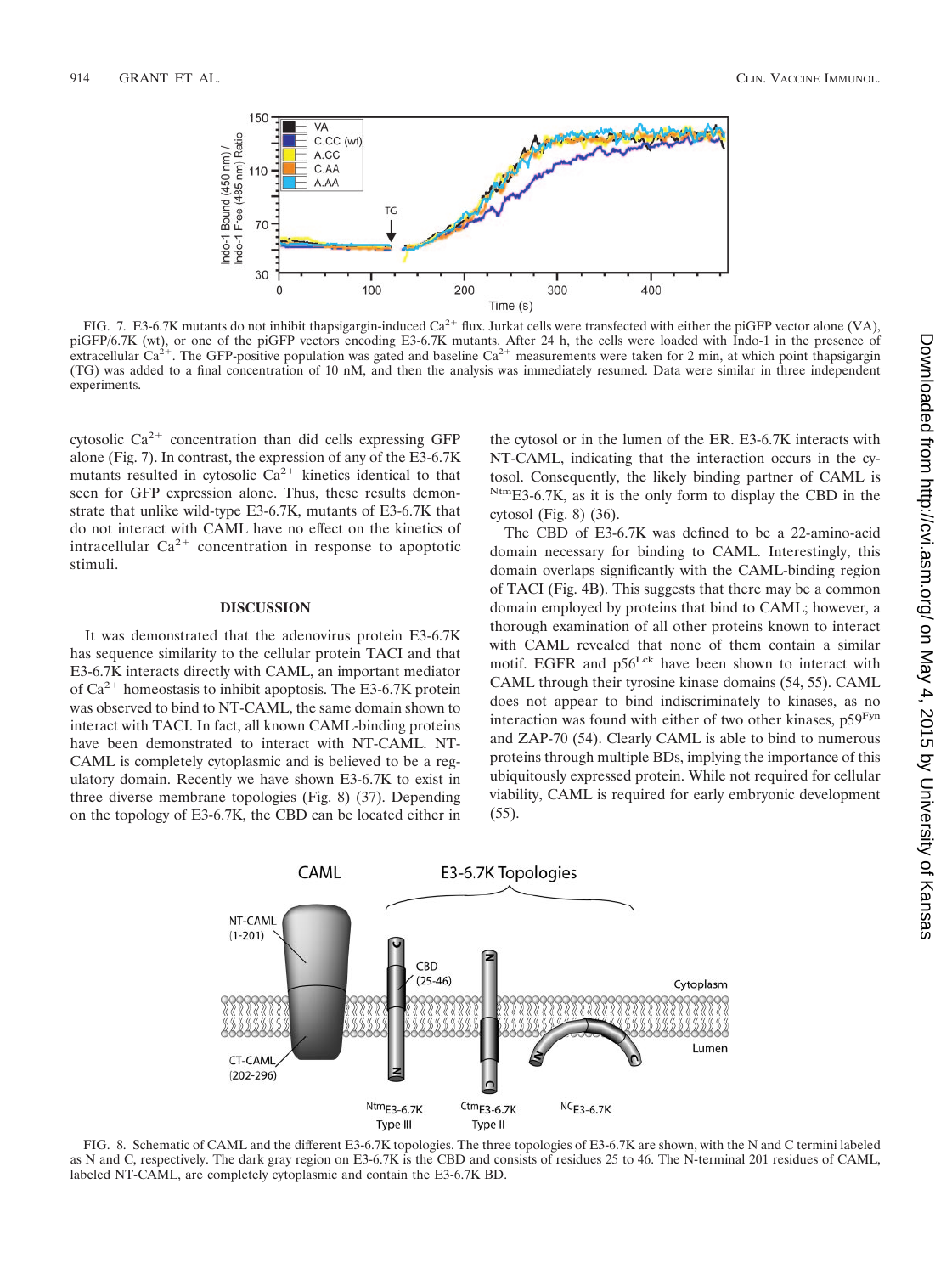FIG. 7. E3-6.7K mutants do not inhibit thapsigargin-induced $Ca^{2+}$ flux. Jurkat cells were transfected with either the piGFP vector alone (VA), piGFP/6.7K (wt), or one of the piGFP vectors encoding E3-6.7K mutants. After 24 h, the cells were loaded with Indo-1 in the presence of extracellular $Ca^{2+}$. The GFP-positive population was gated and baseline $Ca^{2+}$ measurements were taken for 2 min, at which point thapsigargin (TG) was added to a final concentration of 10 nM, and then the analysis was immediately resumed. Data were similar in three independent experiments.

cytosolic $Ca^{2+}$ concentration than did cells expressing GFP alone (Fig. 7). In contrast, the expression of any of the E3-6.7K mutants resulted in cytosolic $Ca^{2+}$ kinetics identical to that seen for GFP expression alone. Thus, these results demonstrate that unlike wild-type E3-6.7K, mutants of E3-6.7K that do not interact with CAML have no effect on the kinetics of intracellular $Ca^{2+}$ concentration in response to apoptotic stimuli.

## DISCUSSION

It was demonstrated that the adenovirus protein E3-6.7K has sequence similarity to the cellular protein TACI and that E3-6.7K interacts directly with CAML, an important mediator of $Ca^{2+}$ homeostasis to inhibit apoptosis. The E3-6.7K protein was observed to bind to NT-CAML, the same domain shown to interact with TACI. In fact, all known CAML-binding proteins have been demonstrated to interact with NT-CAML. NT-CAML is completely cytoplasmic and is believed to be a regulatory domain. Recently we have shown E3-6.7K to exist in three diverse membrane topologies (Fig. 8) (37). Depending on the topology of E3-6.7K, the CBD can be located either in the cytosol or in the lumen of the ER. E3-6.7K interacts with NT-CAML, indicating that the interaction occurs in the cytosol. Consequently, the likely binding partner of CAML is $^{Ntm}$E3-6.7K, as it is the only form to display the CBD in the cytosol (Fig. 8) (36).

The CBD of E3-6.7K was defined to be a 22-amino-acid domain necessary for binding to CAML. Interestingly, this domain overlaps significantly with the CAML-binding region of TACI (Fig. 4B). This suggests that there may be a common domain employed by proteins that bind to CAML; however, a thorough examination of all other proteins known to interact with CAML revealed that none of them contain a similar motif. EGFR and $p56^{Lck}$ have been shown to interact with CAML through their tyrosine kinase domains (54, 55). CAML does not appear to bind indiscriminately to kinases, as no interaction was found with either of two other kinases, $p59^{Fyn}$ and ZAP-70 (54). Clearly CAML is able to bind to numerous proteins through multiple BDs, implying the importance of this ubiquitously expressed protein. While not required for cellular viability, CAML is required for early embryonic development (55).

FIG. 8. Schematic of CAML and the different E3-6.7K topologies. The three topologies of E3-6.7K are shown, with the N and C termini labeled as N and C, respectively. The dark gray region on E3-6.7K is the CBD and consists of residues 25 to 46. The N-terminal 201 residues of CAML, labeled NT-CAML, are completely cytoplasmic and contain the E3-6.7K BD.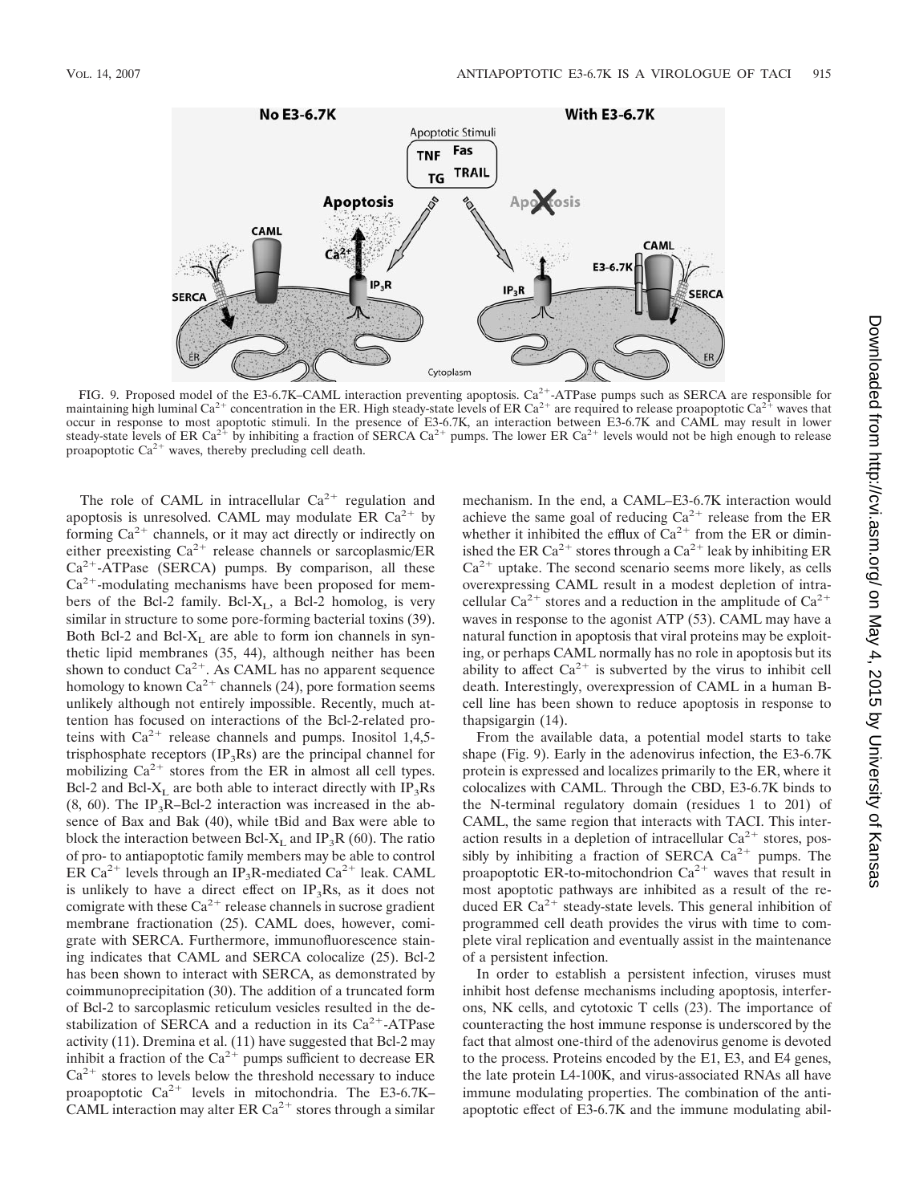FIG. 9. Proposed model of the E3-6.7K–CAML interaction preventing apoptosis. $Ca^{2+}$-ATPase pumps such as SERCA are responsible for maintaining high luminal $Ca^{2+}$ concentration in the ER. High steady-state levels of ER $Ca^{2+}$ are required to release proapoptotic $Ca^{2+}$ waves that occur in response to most apoptotic stimuli. In the presence of E3-6.7K, an interaction between E3-6.7K and CAML may result in lower steady-state levels of ER $Ca^{2+}$ by inhibiting a fraction of SERCA $Ca^{2+}$ pumps. The lower ER $Ca^{2+}$ levels would not be high enough to release proapoptotic $Ca^{2+}$ waves, thereby precluding cell death.

The role of CAML in intracellular $Ca^{2+}$ regulation and apoptosis is unresolved. CAML may modulate ER $Ca^{2+}$ by forming $Ca^{2+}$ channels, or it may act directly or indirectly on either preexisting $Ca^{2+}$ release channels or sarcoplasmic/ER $Ca^{2+}$-ATPase (SERCA) pumps. By comparison, all these $Ca^{2+}$-modulating mechanisms have been proposed for members of the Bcl-2 family. Bcl-$X_L$, a Bcl-2 homolog, is very similar in structure to some pore-forming bacterial toxins (39). Both Bcl-2 and Bcl-$X_L$ are able to form ion channels in synthetic lipid membranes (35, 44), although neither has been shown to conduct $Ca^{2+}$. As CAML has no apparent sequence homology to known $Ca^{2+}$ channels (24), pore formation seems unlikely although not entirely impossible. Recently, much attention has focused on interactions of the Bcl-2-related proteins with $Ca^{2+}$ release channels and pumps. Inositol 1,4,5-trisphosphate receptors ($IP_3Rs$) are the principal channel for mobilizing $Ca^{2+}$ stores from the ER in almost all cell types. Bcl-2 and Bcl-$X_L$ are both able to interact directly with $IP_3Rs$ (8, 60). The $IP_3R$–Bcl-2 interaction was increased in the absence of Bax and Bak (40), while tBid and Bax were able to block the interaction between Bcl-$X_L$ and $IP_3R$ (60). The ratio of pro- to antiapoptotic family members may be able to control ER $Ca^{2+}$ levels through an $IP_3R$-mediated $Ca^{2+}$ leak. CAML is unlikely to have a direct effect on $IP_3Rs$, as it does not comigrate with these $Ca^{2+}$ release channels in sucrose gradient membrane fractionation (25). CAML does, however, comigrate with SERCA. Furthermore, immunofluorescence staining indicates that CAML and SERCA colocalize (25). Bcl-2 has been shown to interact with SERCA, as demonstrated by coimmunoprecipitation (30). The addition of a truncated form of Bcl-2 to sarcoplasmic reticulum vesicles resulted in the destabilization of SERCA and a reduction in its $Ca^{2+}$-ATPase activity (11). Dremina et al. (11) have suggested that Bcl-2 may inhibit a fraction of the $Ca^{2+}$ pumps sufficient to decrease ER $Ca^{2+}$ stores to levels below the threshold necessary to induce proapoptotic $Ca^{2+}$ levels in mitochondria. The E3-6.7K–CAML interaction may alter ER $Ca^{2+}$ stores through a similar mechanism. In the end, a CAML–E3-6.7K interaction would achieve the same goal of reducing $Ca^{2+}$ release from the ER whether it inhibited the efflux of $Ca^{2+}$ from the ER or diminished the ER $Ca^{2+}$ stores through a $Ca^{2+}$ leak by inhibiting ER $Ca^{2+}$ uptake. The second scenario seems more likely, as cells overexpressing CAML result in a modest depletion of intracellular $Ca^{2+}$ stores and a reduction in the amplitude of $Ca^{2+}$ waves in response to the agonist ATP (53). CAML may have a natural function in apoptosis that viral proteins may be exploiting, or perhaps CAML normally has no role in apoptosis but its ability to affect $Ca^{2+}$ is subverted by the virus to inhibit cell death. Interestingly, overexpression of CAML in a human B-cell line has been shown to reduce apoptosis in response to thapsigargin (14).

From the available data, a potential model starts to take shape (Fig. 9). Early in the adenovirus infection, the E3-6.7K protein is expressed and localizes primarily to the ER, where it colocalizes with CAML. Through the CBD, E3-6.7K binds to the N-terminal regulatory domain (residues 1 to 201) of CAML, the same region that interacts with TACI. This interaction results in a depletion of intracellular $Ca^{2+}$ stores, possibly by inhibiting a fraction of SERCA $Ca^{2+}$ pumps. The proapoptotic ER-to-mitochondrion $Ca^{2+}$ waves that result in most apoptotic pathways are inhibited as a result of the reduced ER $Ca^{2+}$ steady-state levels. This general inhibition of programmed cell death provides the virus with time to complete viral replication and eventually assist in the maintenance of a persistent infection.

In order to establish a persistent infection, viruses must inhibit host defense mechanisms including apoptosis, interferons, NK cells, and cytotoxic T cells (23). The importance of counteracting the host immune response is underscored by the fact that almost one-third of the adenovirus genome is devoted to the process. Proteins encoded by the E1, E3, and E4 genes, the late protein L4-100K, and virus-associated RNAs all have immune modulating properties. The combination of the antiapoptotic effect of E3-6.7K and the immune modulating abil-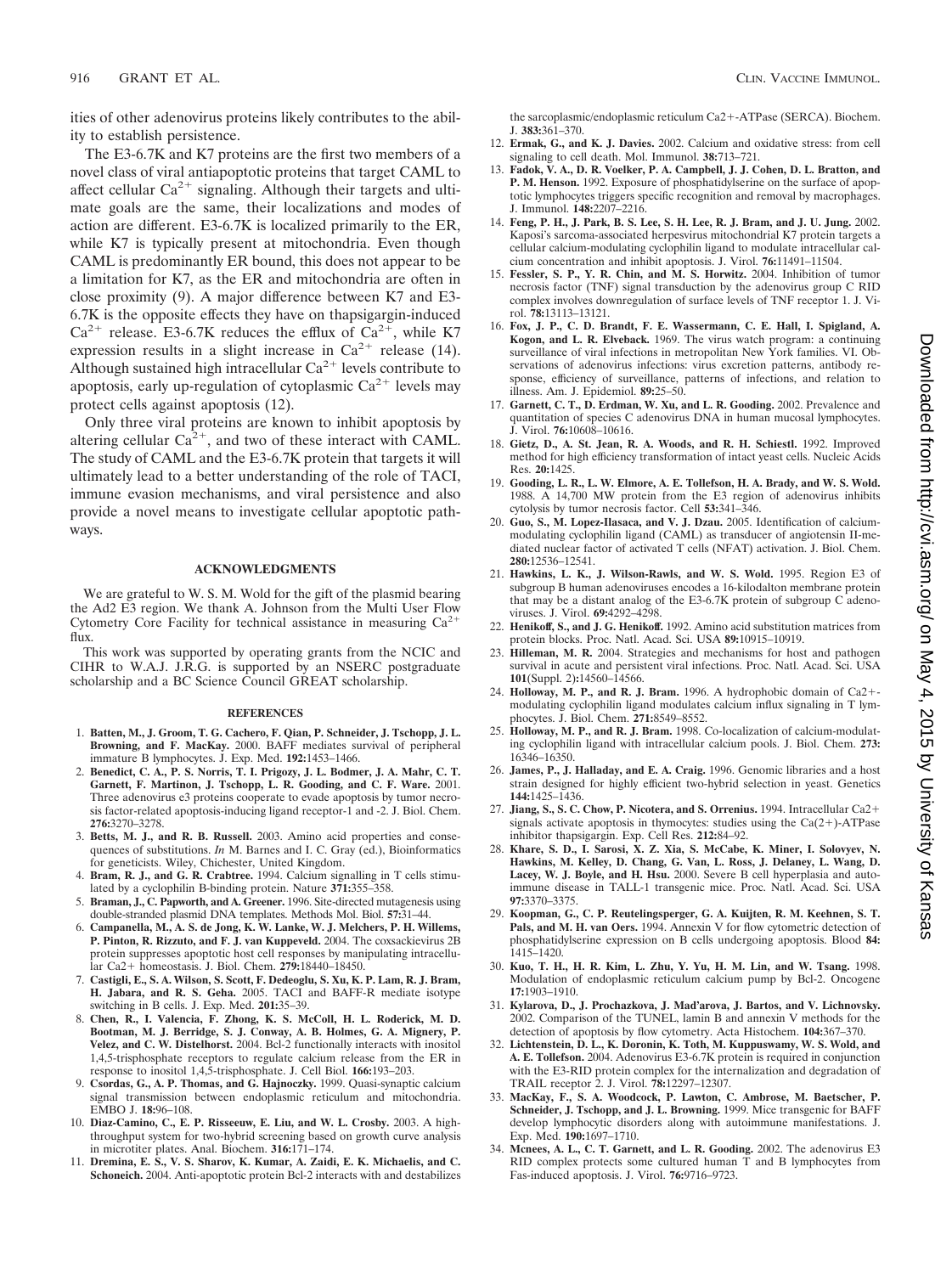ities of other adenovirus proteins likely contributes to the ability to establish persistence.

The E3-6.7K and K7 proteins are the first two members of a novel class of viral antiapoptotic proteins that target CAML to affect cellular $Ca^{2+}$ signaling. Although their targets and ultimate goals are the same, their localizations and modes of action are different. E3-6.7K is localized primarily to the ER, while K7 is typically present at mitochondria. Even though CAML is predominantly ER bound, this does not appear to be a limitation for K7, as the ER and mitochondria are often in close proximity (9). A major difference between K7 and E3-6.7K is the opposite effects they have on thapsigargin-induced $Ca^{2+}$ release. E3-6.7K reduces the efflux of $Ca^{2+}$, while K7 expression results in a slight increase in $Ca^{2+}$ release (14). Although sustained high intracellular $Ca^{2+}$ levels contribute to apoptosis, early up-regulation of cytoplasmic $Ca^{2+}$ levels may protect cells against apoptosis (12).

Only three viral proteins are known to inhibit apoptosis by altering cellular $Ca^{2+}$, and two of these interact with CAML. The study of CAML and the E3-6.7K protein that targets it will ultimately lead to a better understanding of the role of TACI, immune evasion mechanisms, and viral persistence and also provide a novel means to investigate cellular apoptotic pathways.

## ACKNOWLEDGMENTS

We are grateful to W. S. M. Wold for the gift of the plasmid bearing the Ad2 E3 region. We thank A. Johnson from the Multi User Flow Cytometry Core Facility for technical assistance in measuring $Ca^{2+}$ flux.

This work was supported by operating grants from the NCIC and CIHR to W.A.J. J.R.G. is supported by an NSERC postgraduate scholarship and a BC Science Council GREAT scholarship.

## REFERENCES

1. **Batten, M., J. Groom, T. G. Cachero, F. Qian, P. Schneider, J. Tschopp, J. L. Browning, and F. MacKay.** 2000. BAFF mediates survival of peripheral immature B lymphocytes. J. Exp. Med. **192:**1453–1466.
2. **Benedict, C. A., P. S. Norris, T. I. Prigozy, J. L. Bodmer, J. A. Mahr, C. T. Garnett, F. Martinon, J. Tschopp, L. R. Gooding, and C. F. Ware.** 2001. Three adenovirus e3 proteins cooperate to evade apoptosis by tumor necrosis factor-related apoptosis-inducing ligand receptor-1 and -2. J. Biol. Chem. **276:**3270–3278.
3. **Betts, M. J., and R. B. Russell.** 2003. Amino acid properties and consequences of substitutions. *In* M. Barnes and I. C. Gray (ed.), Bioinformatics for geneticists. Wiley, Chichester, United Kingdom.
4. **Bram, R. J., and G. R. Crabtree.** 1994. Calcium signalling in T cells stimulated by a cyclophilin B-binding protein. Nature **371:**355–358.
5. **Braman, J., C. Papworth, and A. Greener.** 1996. Site-directed mutagenesis using double-stranded plasmid DNA templates. Methods Mol. Biol. **57:**31–44.
6. **Campanella, M., A. S. de Jong, K. W. Lanke, W. J. Melchers, P. H. Willems, P. Pinton, R. Rizzuto, and F. J. van Kuppeveld.** 2004. The coxsackievirus 2B protein suppresses apoptotic host cell responses by manipulating intracellular Ca2+ homeostasis. J. Biol. Chem. **279:**18440–18450.
7. **Castigli, E., S. A. Wilson, S. Scott, F. Dedeoglu, S. Xu, K. P. Lam, R. J. Bram, H. Jabara, and R. S. Geha.** 2005. TACI and BAFF-R mediate isotype switching in B cells. J. Exp. Med. **201:**35–39.
8. **Chen, R., I. Valencia, F. Zhong, K. S. McColl, H. L. Roderick, M. D. Bootman, M. J. Berridge, S. J. Conway, A. B. Holmes, G. A. Mignery, P. Velez, and C. W. Distelhorst.** 2004. Bcl-2 functionally interacts with inositol 1,4,5-trisphosphate receptors to regulate calcium release from the ER in response to inositol 1,4,5-trisphosphate. J. Cell Biol. **166:**193–203.
9. **Csordas, G., A. P. Thomas, and G. Hajnoczky.** 1999. Quasi-synaptic calcium signal transmission between endoplasmic reticulum and mitochondria. EMBO J. **18:**96–108.
10. **Diaz-Camino, C., E. P. Risseeuw, E. Liu, and W. L. Crosby.** 2003. A high-throughput system for two-hybrid screening based on growth curve analysis in microtiter plates. Anal. Biochem. **316:**171–174.
11. **Dremina, E. S., V. S. Sharov, K. Kumar, A. Zaidi, E. K. Michaelis, and C. Schoneich.** 2004. Anti-apoptotic protein Bcl-2 interacts with and destabilizes the sarcoplasmic/endoplasmic reticulum Ca2+-ATPase (SERCA). Biochem. J. **383:**361–370.
12. **Ermak, G., and K. J. Davies.** 2002. Calcium and oxidative stress: from cell signaling to cell death. Mol. Immunol. **38:**713–721.
13. **Fadok, V. A., D. R. Voelker, P. A. Campbell, J. J. Cohen, D. L. Bratton, and P. M. Henson.** 1992. Exposure of phosphatidylserine on the surface of apoptotic lymphocytes triggers specific recognition and removal by macrophages. J. Immunol. **148:**2207–2216.
14. **Feng, P. H., J. Park, B. S. Lee, S. H. Lee, R. J. Bram, and J. U. Jung.** 2002. Kaposi's sarcoma-associated herpesvirus mitochondrial K7 protein targets a cellular calcium-modulating cyclophilin ligand to modulate intracellular calcium concentration and inhibit apoptosis. J. Virol. **76:**11491–11504.
15. **Fessler, S. P., Y. R. Chin, and M. S. Horwitz.** 2004. Inhibition of tumor necrosis factor (TNF) signal transduction by the adenovirus group C RID complex involves downregulation of surface levels of TNF receptor 1. J. Virol. **78:**13113–13121.
16. **Fox, J. P., C. D. Brandt, F. E. Wassermann, C. E. Hall, I. Spigland, A. Kogon, and L. R. Elveback.** 1969. The virus watch program: a continuing surveillance of viral infections in metropolitan New York families. VI. Observations of adenovirus infections: virus excretion patterns, antibody response, efficiency of surveillance, patterns of infections, and relation to illness. Am. J. Epidemiol. **89:**25–50.
17. **Garnett, C. T., D. Erdman, W. Xu, and L. R. Gooding.** 2002. Prevalence and quantitation of species C adenovirus DNA in human mucosal lymphocytes. J. Virol. **76:**10608–10616.
18. **Gietz, D., A. St. Jean, R. A. Woods, and R. H. Schiestl.** 1992. Improved method for high efficiency transformation of intact yeast cells. Nucleic Acids Res. **20:**1425.
19. **Gooding, L. R., L. W. Elmore, A. E. Tollefson, H. A. Brady, and W. S. Wold.** 1988. A 14,700 MW protein from the E3 region of adenovirus inhibits cytolysis by tumor necrosis factor. Cell **53:**341–346.
20. **Guo, S., M. Lopez-Ilasaca, and V. J. Dzau.** 2005. Identification of calcium-modulating cyclophilin ligand (CAML) as transducer of angiotensin II-mediated nuclear factor of activated T cells (NFAT) activation. J. Biol. Chem. **280:**12536–12541.
21. **Hawkins, L. K., J. Wilson-Rawls, and W. S. Wold.** 1995. Region E3 of subgroup B human adenoviruses encodes a 16-kilodalton membrane protein that may be a distant analog of the E3-6.7K protein of subgroup C adenoviruses. J. Virol. **69:**4292–4298.
22. **Henikoff, S., and J. G. Henikoff.** 1992. Amino acid substitution matrices from protein blocks. Proc. Natl. Acad. Sci. USA **89:**10915–10919.
23. **Hilleman, M. R.** 2004. Strategies and mechanisms for host and pathogen survival in acute and persistent viral infections. Proc. Natl. Acad. Sci. USA **101**(Suppl. 2)**:**14560–14566.
24. **Holloway, M. P., and R. J. Bram.** 1996. A hydrophobic domain of Ca2+-modulating cyclophilin ligand modulates calcium influx signaling in T lymphocytes. J. Biol. Chem. **271:**8549–8552.
25. **Holloway, M. P., and R. J. Bram.** 1998. Co-localization of calcium-modulating cyclophilin ligand with intracellular calcium pools. J. Biol. Chem. **273:** 16346–16350.
26. **James, P., J. Halladay, and E. A. Craig.** 1996. Genomic libraries and a host strain designed for highly efficient two-hybrid selection in yeast. Genetics **144:**1425–1436.
27. **Jiang, S., S. C. Chow, P. Nicotera, and S. Orrenius.** 1994. Intracellular Ca2+ signals activate apoptosis in thymocytes: studies using the Ca(2+)-ATPase inhibitor thapsigargin. Exp. Cell Res. **212:**84–92.
28. **Khare, S. D., I. Sarosi, X. Z. Xia, S. McCabe, K. Miner, I. Solovyev, N. Hawkins, M. Kelley, D. Chang, G. Van, L. Ross, J. Delaney, L. Wang, D. Lacey, W. J. Boyle, and H. Hsu.** 2000. Severe B cell hyperplasia and autoimmune disease in TALL-1 transgenic mice. Proc. Natl. Acad. Sci. USA **97:**3370–3375.
29. **Koopman, G., C. P. Reutelingsperger, G. A. Kuijten, R. M. Keehnen, S. T. Pals, and M. H. van Oers.** 1994. Annexin V for flow cytometric detection of phosphatidylserine expression on B cells undergoing apoptosis. Blood **84:** 1415–1420.
30. **Kuo, T. H., H. R. Kim, L. Zhu, Y. Yu, H. M. Lin, and W. Tsang.** 1998. Modulation of endoplasmic reticulum calcium pump by Bcl-2. Oncogene **17:**1903–1910.
31. **Kylarova, D., J. Prochazkova, J. Mad'arova, J. Bartos, and V. Lichnovsky.** 2002. Comparison of the TUNEL, lamin B and annexin V methods for the detection of apoptosis by flow cytometry. Acta Histochem. **104:**367–370.
32. **Lichtenstein, D. L., K. Doronin, K. Toth, M. Kuppuswamy, W. S. Wold, and A. E. Tollefson.** 2004. Adenovirus E3-6.7K protein is required in conjunction with the E3-RID protein complex for the internalization and degradation of TRAIL receptor 2. J. Virol. **78:**12297–12307.
33. **MacKay, F., S. A. Woodcock, P. Lawton, C. Ambrose, M. Baetscher, P. Schneider, J. Tschopp, and J. L. Browning.** 1999. Mice transgenic for BAFF develop lymphocytic disorders along with autoimmune manifestations. J. Exp. Med. **190:**1697–1710.
34. **Mcnees, A. L., C. T. Garnett, and L. R. Gooding.** 2002. The adenovirus E3 RID complex protects some cultured human T and B lymphocytes from Fas-induced apoptosis. J. Virol. **76:**9716–9723.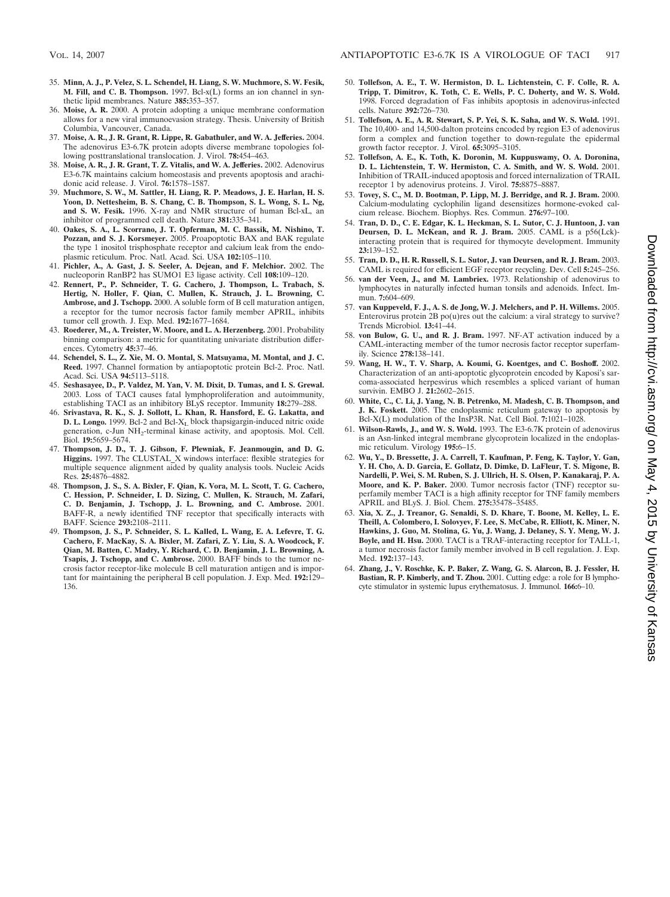35. **Minn, A. J., P. Velez, S. L. Schendel, H. Liang, S. W. Muchmore, S. W. Fesik, M. Fill, and C. B. Thompson.** 1997. Bcl-x(L) forms an ion channel in synthetic lipid membranes. Nature **385:**353–357.

36. **Moise, A. R.** 2000. A protein adopting a unique membrane conformation allows for a new viral immunoevasion strategy. Thesis. University of British Columbia, Vancouver, Canada.

37. **Moise, A. R., J. R. Grant, R. Lippe, R. Gabathuler, and W. A. Jefferies.** 2004. The adenovirus E3-6.7K protein adopts diverse membrane topologies following posttranslational translocation. J. Virol. **78:**454–463.

38. **Moise, A. R., J. R. Grant, T. Z. Vitalis, and W. A. Jefferies.** 2002. Adenovirus E3-6.7K maintains calcium homeostasis and prevents apoptosis and arachidonic acid release. J. Virol. **76:**1578–1587.

39. **Muchmore, S. W., M. Sattler, H. Liang, R. P. Meadows, J. E. Harlan, H. S. Yoon, D. Nettesheim, B. S. Chang, C. B. Thompson, S. L. Wong, S. L. Ng, and S. W. Fesik.** 1996. X-ray and NMR structure of human Bcl-xL, an inhibitor of programmed cell death. Nature **381:**335–341.

40. **Oakes, S. A., L. Scorrano, J. T. Opferman, M. C. Bassik, M. Nishino, T. Pozzan, and S. J. Korsmeyer.** 2005. Proapoptotic BAX and BAK regulate the type 1 inositol trisphosphate receptor and calcium leak from the endoplasmic reticulum. Proc. Natl. Acad. Sci. USA **102:**105–110.

41. **Pichler, A., A. Gast, J. S. Seeler, A. Dejean, and F. Melchior.** 2002. The nucleoporin RanBP2 has SUMO1 E3 ligase activity. Cell **108:**109–120.

42. **Rennert, P., P. Schneider, T. G. Cachero, J. Thompson, L. Trabach, S. Hertig, N. Holler, F. Qian, C. Mullen, K. Strauch, J. L. Browning, C. Ambrose, and J. Tschopp.** 2000. A soluble form of B cell maturation antigen, a receptor for the tumor necrosis factor family member APRIL, inhibits tumor cell growth. J. Exp. Med. **192:**1677–1684.

43. **Roederer, M., A. Treister, W. Moore, and L. A. Herzenberg.** 2001. Probability binning comparison: a metric for quantitating univariate distribution differences. Cytometry **45:**37–46.

44. **Schendel, S. L., Z. Xie, M. O. Montal, S. Matsuyama, M. Montal, and J. C. Reed.** 1997. Channel formation by antiapoptotic protein Bcl-2. Proc. Natl. Acad. Sci. USA **94:**5113–5118.

45. **Seshasayee, D., P. Valdez, M. Yan, V. M. Dixit, D. Tumas, and I. S. Grewal.** 2003. Loss of TACI causes fatal lymphoproliferation and autoimmunity, establishing TACI as an inhibitory BLyS receptor. Immunity **18:**279–288.

46. **Srivastava, R. K., S. J. Sollott, L. Khan, R. Hansford, E. G. Lakatta, and D. L. Longo.** 1999. Bcl-2 and Bcl-$X_L$ block thapsigargin-induced nitric oxide generation, c-Jun $NH_2$-terminal kinase activity, and apoptosis. Mol. Cell. Biol. **19:**5659–5674.

47. **Thompson, J. D., T. J. Gibson, F. Plewniak, F. Jeanmougin, and D. G. Higgins.** 1997. The CLUSTAL_X windows interface: flexible strategies for multiple sequence alignment aided by quality analysis tools. Nucleic Acids Res. **25:**4876–4882.

48. **Thompson, J. S., S. A. Bixler, F. Qian, K. Vora, M. L. Scott, T. G. Cachero, C. Hession, P. Schneider, I. D. Sizing, C. Mullen, K. Strauch, M. Zafari, C. D. Benjamin, J. Tschopp, J. L. Browning, and C. Ambrose.** 2001. BAFF-R, a newly identified TNF receptor that specifically interacts with BAFF. Science **293:**2108–2111.

49. **Thompson, J. S., P. Schneider, S. L. Kalled, L. Wang, E. A. Lefevre, T. G. Cachero, F. MacKay, S. A. Bixler, M. Zafari, Z. Y. Liu, S. A. Woodcock, F. Qian, M. Batten, C. Madry, Y. Richard, C. D. Benjamin, J. L. Browning, A. Tsapis, J. Tschopp, and C. Ambrose.** 2000. BAFF binds to the tumor necrosis factor receptor-like molecule B cell maturation antigen and is important for maintaining the peripheral B cell population. J. Exp. Med. **192:**129–136.

50. **Tollefson, A. E., T. W. Hermiston, D. L. Lichtenstein, C. F. Colle, R. A. Tripp, T. Dimitrov, K. Toth, C. E. Wells, P. C. Doherty, and W. S. Wold.** 1998. Forced degradation of Fas inhibits apoptosis in adenovirus-infected cells. Nature **392:**726–730.

51. **Tollefson, A. E., A. R. Stewart, S. P. Yei, S. K. Saha, and W. S. Wold.** 1991. The 10,400- and 14,500-dalton proteins encoded by region E3 of adenovirus form a complex and function together to down-regulate the epidermal growth factor receptor. J. Virol. **65:**3095–3105.

52. **Tollefson, A. E., K. Toth, K. Doronin, M. Kuppuswamy, O. A. Doronina, D. L. Lichtenstein, T. W. Hermiston, C. A. Smith, and W. S. Wold.** 2001. Inhibition of TRAIL-induced apoptosis and forced internalization of TRAIL receptor 1 by adenovirus proteins. J. Virol. **75:**8875–8887.

53. **Tovey, S. C., M. D. Bootman, P. Lipp, M. J. Berridge, and R. J. Bram.** 2000. Calcium-modulating cyclophilin ligand desensitizes hormone-evoked calcium release. Biochem. Biophys. Res. Commun. **276:**97–100.

54. **Tran, D. D., C. E. Edgar, K. L. Heckman, S. L. Sutor, C. J. Huntoon, J. van Deursen, D. L. McKean, and R. J. Bram.** 2005. CAML is a p56(Lck)-interacting protein that is required for thymocyte development. Immunity **23:**139–152.

55. **Tran, D. D., H. R. Russell, S. L. Sutor, J. van Deursen, and R. J. Bram.** 2003. CAML is required for efficient EGF receptor recycling. Dev. Cell **5:**245–256.

56. **van der Veen, J., and M. Lambriex.** 1973. Relationship of adenovirus to lymphocytes in naturally infected human tonsils and adenoids. Infect. Immun. **7:**604–609.

57. **van Kuppeveld, F. J., A. S. de Jong, W. J. Melchers, and P. H. Willems.** 2005. Enterovirus protein 2B po(u)res out the calcium: a viral strategy to survive? Trends Microbiol. **13:**41–44.

58. **von Bulow, G. U., and R. J. Bram.** 1997. NF-AT activation induced by a CAML-interacting member of the tumor necrosis factor receptor superfamily. Science **278:**138–141.

59. **Wang, H. W., T. V. Sharp, A. Koumi, G. Koentges, and C. Boshoff.** 2002. Characterization of an anti-apoptotic glycoprotein encoded by Kaposi's sarcoma-associated herpesvirus which resembles a spliced variant of human survivin. EMBO J. **21:**2602–2615.

60. **White, C., C. Li, J. Yang, N. B. Petrenko, M. Madesh, C. B. Thompson, and J. K. Foskett.** 2005. The endoplasmic reticulum gateway to apoptosis by Bcl-X(L) modulation of the InsP3R. Nat. Cell Biol. **7:**1021–1028.

61. **Wilson-Rawls, J., and W. S. Wold.** 1993. The E3-6.7K protein of adenovirus is an Asn-linked integral membrane glycoprotein localized in the endoplasmic reticulum. Virology **195:**6–15.

62. **Wu, Y., D. Bressette, J. A. Carrell, T. Kaufman, P. Feng, K. Taylor, Y. Gan, Y. H. Cho, A. D. Garcia, E. Gollatz, D. Dimke, D. LaFleur, T. S. Migone, B. Nardelli, P. Wei, S. M. Ruben, S. J. Ullrich, H. S. Olsen, P. Kanakaraj, P. A. Moore, and K. P. Baker.** 2000. Tumor necrosis factor (TNF) receptor superfamily member TACI is a high affinity receptor for TNF family members APRIL and BLyS. J. Biol. Chem. **275:**35478–35485.

63. **Xia, X. Z., J. Treanor, G. Senaldi, S. D. Khare, T. Boone, M. Kelley, L. E. Theill, A. Colombero, I. Solovyev, F. Lee, S. McCabe, R. Elliott, K. Miner, N. Hawkins, J. Guo, M. Stolina, G. Yu, J. Wang, J. Delaney, S. Y. Meng, W. J. Boyle, and H. Hsu.** 2000. TACI is a TRAF-interacting receptor for TALL-1, a tumor necrosis factor family member involved in B cell regulation. J. Exp. Med. **192:**137–143.

64. **Zhang, J., V. Roschke, K. P. Baker, Z. Wang, G. S. Alarcon, B. J. Fessler, H. Bastian, R. P. Kimberly, and T. Zhou.** 2001. Cutting edge: a role for B lymphocyte stimulator in systemic lupus erythematosus. J. Immunol. **166:**6–10.